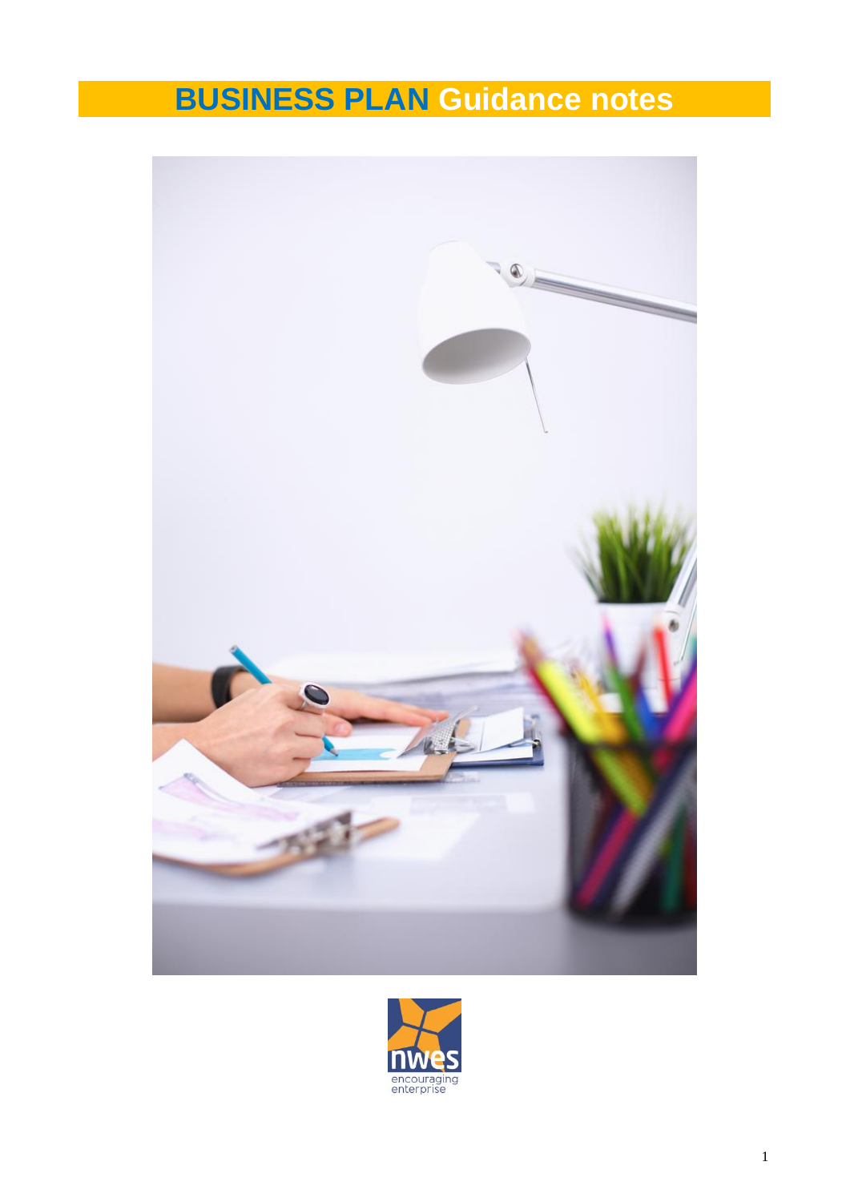# BUSINESS PLAN Guidance notes

nwes
encouraging enterprise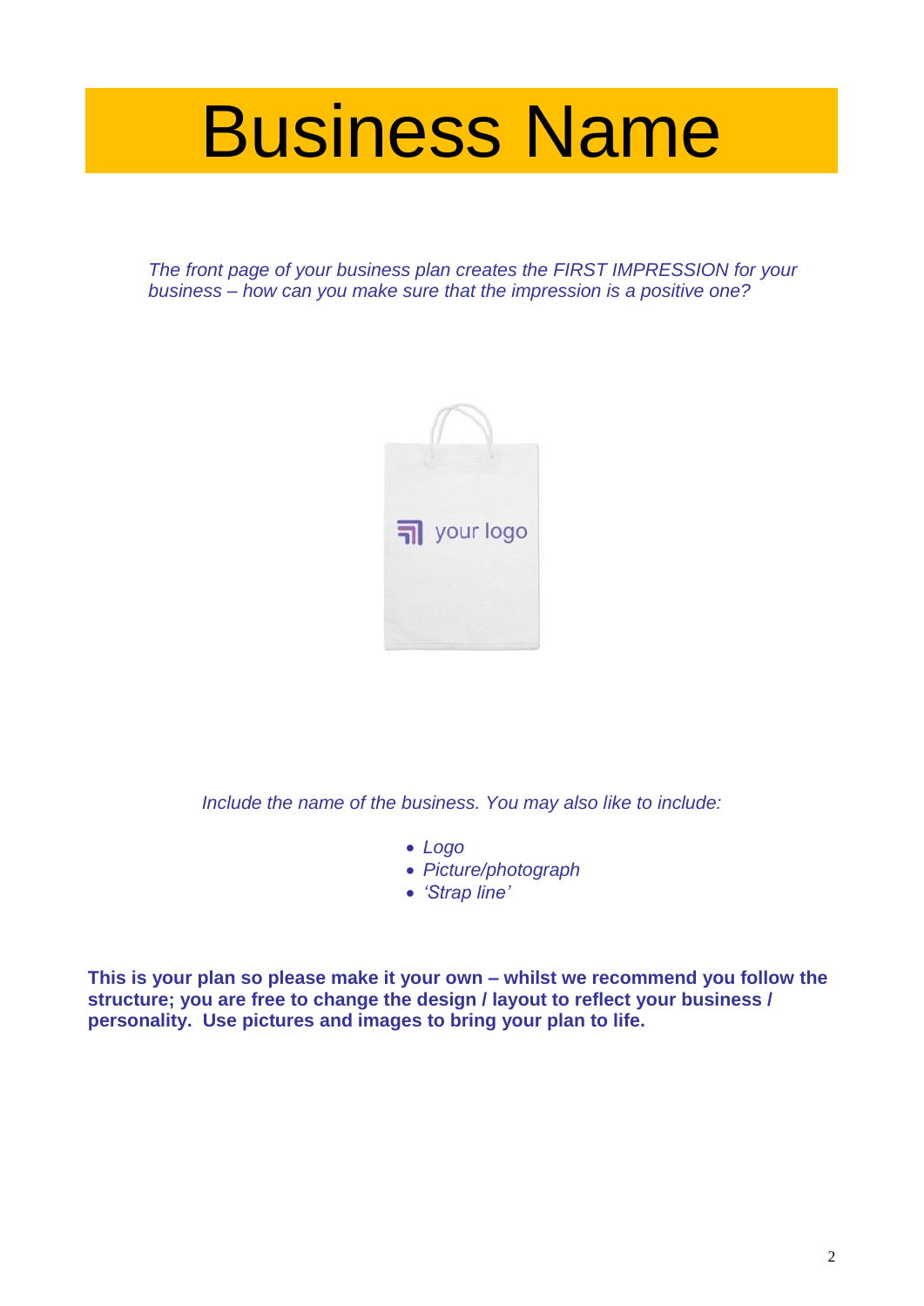# Business Name

*The front page of your business plan creates the FIRST IMPRESSION for your business – how can you make sure that the impression is a positive one?*

*Include the name of the business. You may also like to include:*

- *Logo*
- *Picture/photograph*
- *'Strap line'*

**This is your plan so please make it your own – whilst we recommend you follow the structure; you are free to change the design / layout to reflect your business / personality. Use pictures and images to bring your plan to life.**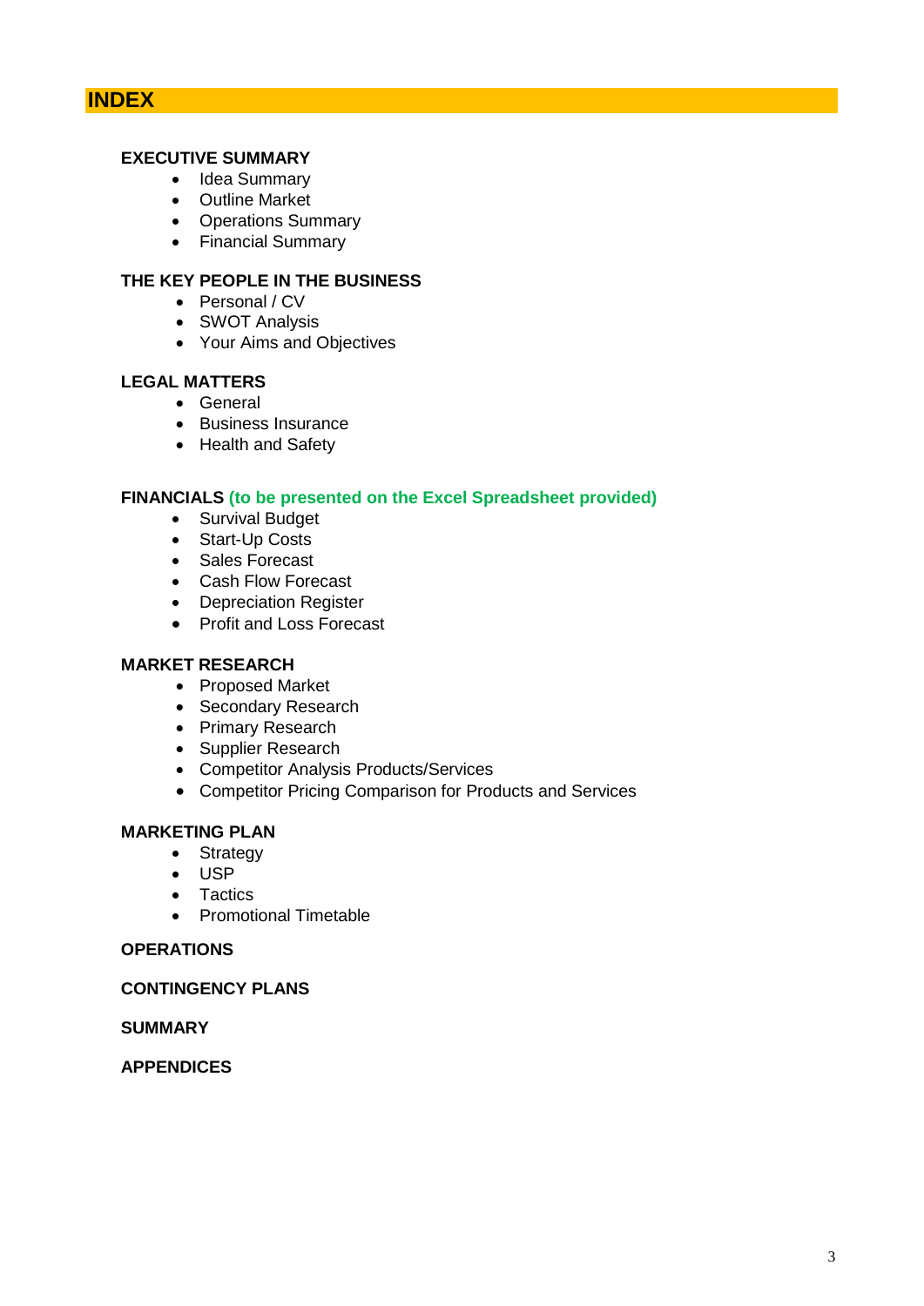# INDEX

**EXECUTIVE SUMMARY**

- Idea Summary
- Outline Market
- Operations Summary
- Financial Summary

**THE KEY PEOPLE IN THE BUSINESS**

- Personal / CV
- SWOT Analysis
- Your Aims and Objectives

**LEGAL MATTERS**

- General
- Business Insurance
- Health and Safety

**FINANCIALS (to be presented on the Excel Spreadsheet provided)**

- Survival Budget
- Start-Up Costs
- Sales Forecast
- Cash Flow Forecast
- Depreciation Register
- Profit and Loss Forecast

**MARKET RESEARCH**

- Proposed Market
- Secondary Research
- Primary Research
- Supplier Research
- Competitor Analysis Products/Services
- Competitor Pricing Comparison for Products and Services

**MARKETING PLAN**

- Strategy
- USP
- Tactics
- Promotional Timetable

**OPERATIONS**

**CONTINGENCY PLANS**

**SUMMARY**

**APPENDICES**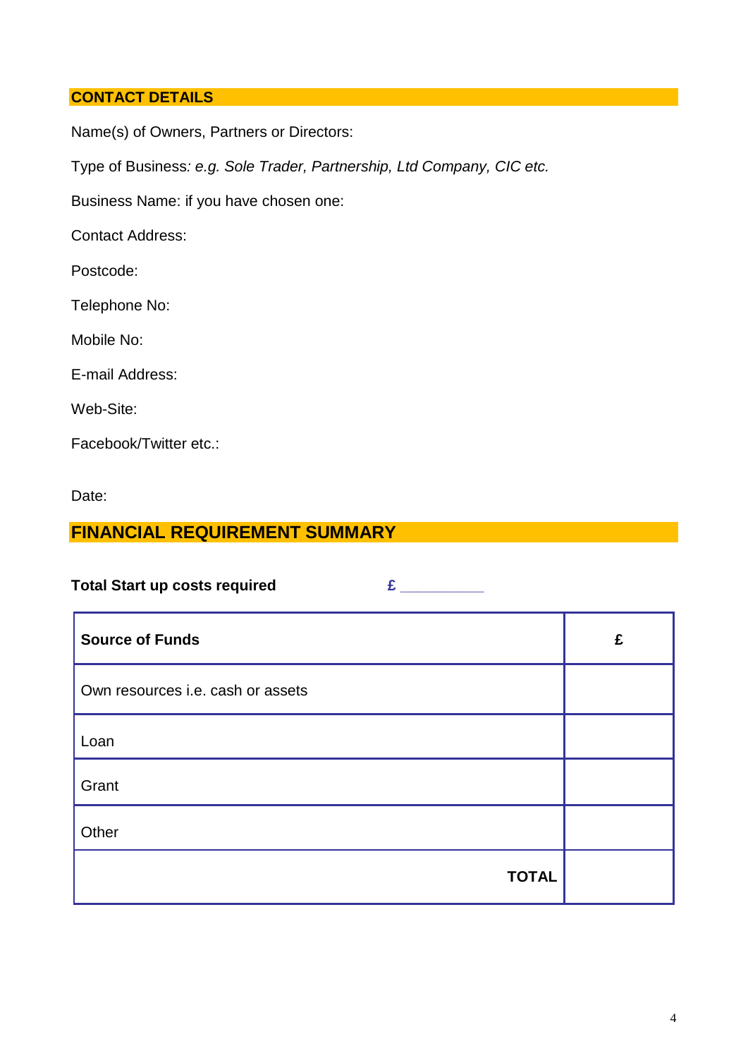## CONTACT DETAILS

Name(s) of Owners, Partners or Directors:

Type of Business*: e.g. Sole Trader, Partnership, Ltd Company, CIC etc.*

Business Name: if you have chosen one:

Contact Address:

Postcode:

Telephone No:

Mobile No:

E-mail Address:

Web-Site:

Facebook/Twitter etc.:

Date:

## FINANCIAL REQUIREMENT SUMMARY

**Total Start up costs required** **£ __________**

| **Source of Funds** | **£** |
|---|---|
| Own resources i.e. cash or assets | |
| Loan | |
| Grant | |
| Other | |
| **TOTAL** | |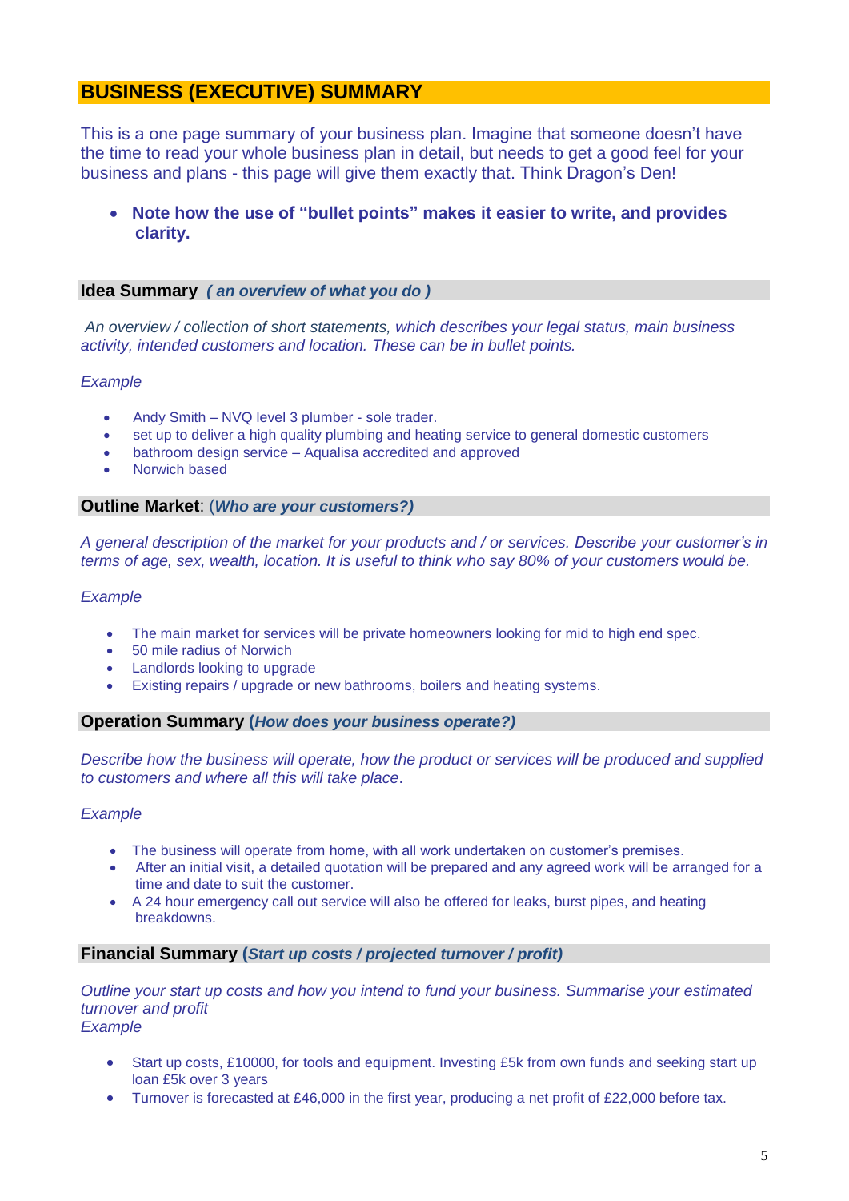## BUSINESS (EXECUTIVE) SUMMARY

This is a one page summary of your business plan. Imagine that someone doesn't have the time to read your whole business plan in detail, but needs to get a good feel for your business and plans - this page will give them exactly that. Think Dragon's Den!

- **Note how the use of "bullet points" makes it easier to write, and provides clarity.**

### Idea Summary *( an overview of what you do )*

*An overview / collection of short statements, which describes your legal status, main business activity, intended customers and location. These can be in bullet points.*

*Example*

- Andy Smith – NVQ level 3 plumber - sole trader.
- set up to deliver a high quality plumbing and heating service to general domestic customers
- bathroom design service – Aqualisa accredited and approved
- Norwich based

### Outline Market: (*Who are your customers?)*

*A general description of the market for your products and / or services. Describe your customer's in terms of age, sex, wealth, location. It is useful to think who say 80% of your customers would be.*

*Example*

- The main market for services will be private homeowners looking for mid to high end spec.
- 50 mile radius of Norwich
- Landlords looking to upgrade
- Existing repairs / upgrade or new bathrooms, boilers and heating systems.

### Operation Summary (*How does your business operate?)*

*Describe how the business will operate, how the product or services will be produced and supplied to customers and where all this will take place*.

*Example*

- The business will operate from home, with all work undertaken on customer's premises.
- After an initial visit, a detailed quotation will be prepared and any agreed work will be arranged for a time and date to suit the customer.
- A 24 hour emergency call out service will also be offered for leaks, burst pipes, and heating breakdowns.

### Financial Summary (*Start up costs / projected turnover / profit)*

*Outline your start up costs and how you intend to fund your business. Summarise your estimated turnover and profit*
*Example*

- Start up costs, £10000, for tools and equipment. Investing £5k from own funds and seeking start up loan £5k over 3 years
- Turnover is forecasted at £46,000 in the first year, producing a net profit of £22,000 before tax.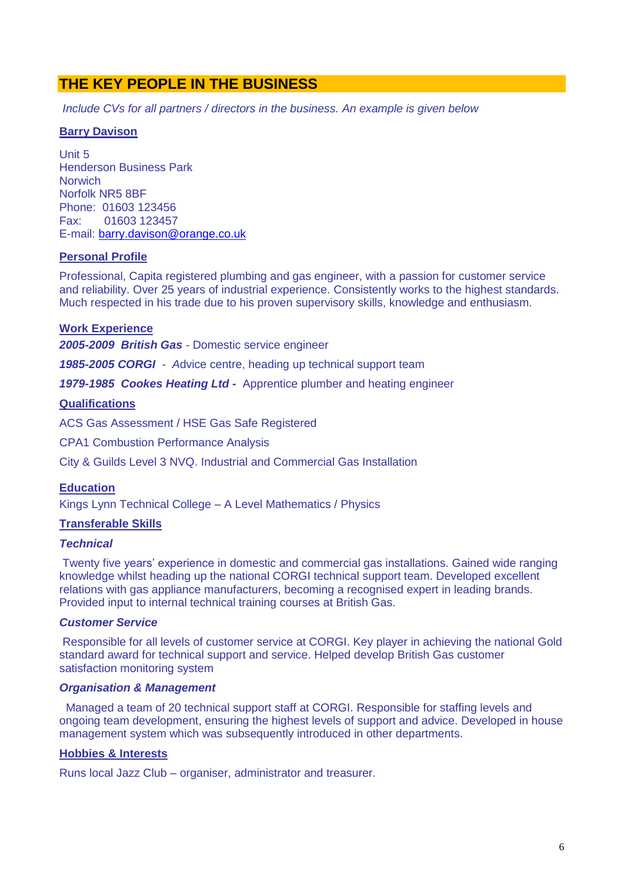## THE KEY PEOPLE IN THE BUSINESS

*Include CVs for all partners / directors in the business. An example is given below*

**Barry Davison**

Unit 5
Henderson Business Park
Norwich
Norfolk NR5 8BF
Phone: 01603 123456
Fax: 01603 123457
E-mail: barry.davison@orange.co.uk

**Personal Profile**

Professional, Capita registered plumbing and gas engineer, with a passion for customer service and reliability. Over 25 years of industrial experience. Consistently works to the highest standards. Much respected in his trade due to his proven supervisory skills, knowledge and enthusiasm.

**Work Experience**

***2005-2009 British Gas*** - Domestic service engineer

***1985-2005 CORGI*** - Advice centre, heading up technical support team

***1979-1985 Cookes Heating Ltd -*** Apprentice plumber and heating engineer

**Qualifications**

ACS Gas Assessment / HSE Gas Safe Registered

CPA1 Combustion Performance Analysis

City & Guilds Level 3 NVQ. Industrial and Commercial Gas Installation

**Education**

Kings Lynn Technical College – A Level Mathematics / Physics

**Transferable Skills**

***Technical***

Twenty five years' experience in domestic and commercial gas installations. Gained wide ranging knowledge whilst heading up the national CORGI technical support team. Developed excellent relations with gas appliance manufacturers, becoming a recognised expert in leading brands. Provided input to internal technical training courses at British Gas.

***Customer Service***

Responsible for all levels of customer service at CORGI. Key player in achieving the national Gold standard award for technical support and service. Helped develop British Gas customer satisfaction monitoring system

***Organisation & Management***

Managed a team of 20 technical support staff at CORGI. Responsible for staffing levels and ongoing team development, ensuring the highest levels of support and advice. Developed in house management system which was subsequently introduced in other departments.

**Hobbies & Interests**

Runs local Jazz Club – organiser, administrator and treasurer.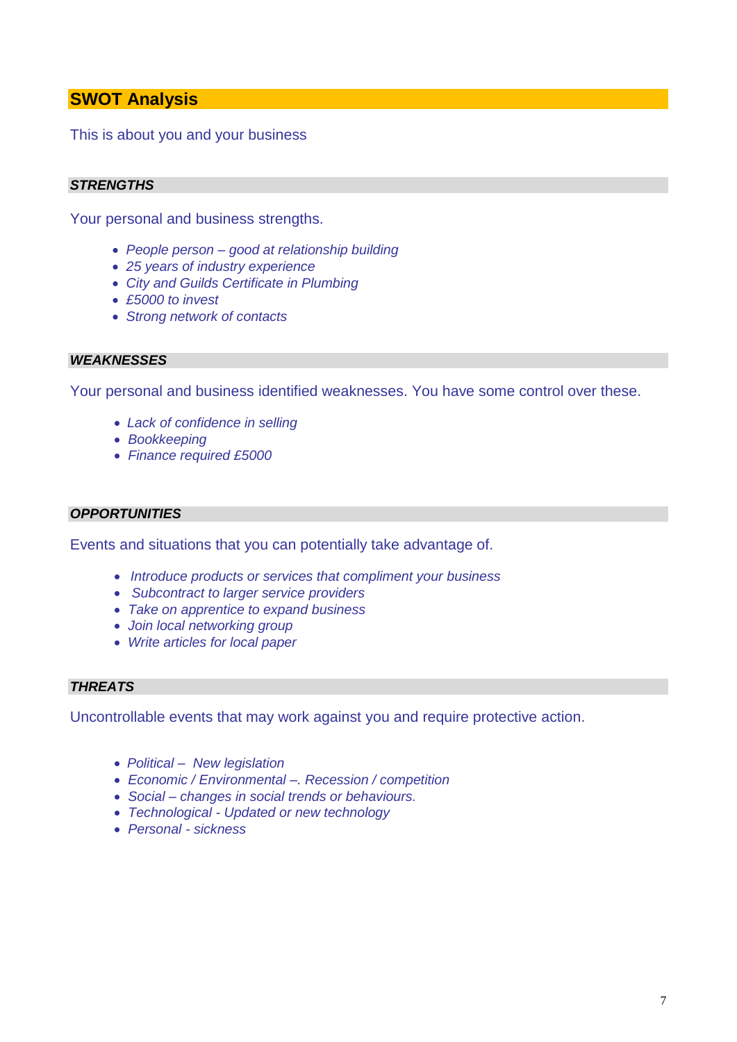## SWOT Analysis

This is about you and your business

### *STRENGTHS*

Your personal and business strengths.

- *People person – good at relationship building*
- *25 years of industry experience*
- *City and Guilds Certificate in Plumbing*
- *£5000 to invest*
- *Strong network of contacts*

### *WEAKNESSES*

Your personal and business identified weaknesses. You have some control over these.

- *Lack of confidence in selling*
- *Bookkeeping*
- *Finance required £5000*

### *OPPORTUNITIES*

Events and situations that you can potentially take advantage of.

- *Introduce products or services that compliment your business*
- *Subcontract to larger service providers*
- *Take on apprentice to expand business*
- *Join local networking group*
- *Write articles for local paper*

### *THREATS*

Uncontrollable events that may work against you and require protective action.

- *Political – New legislation*
- *Economic / Environmental –. Recession / competition*
- *Social – changes in social trends or behaviours.*
- *Technological - Updated or new technology*
- *Personal - sickness*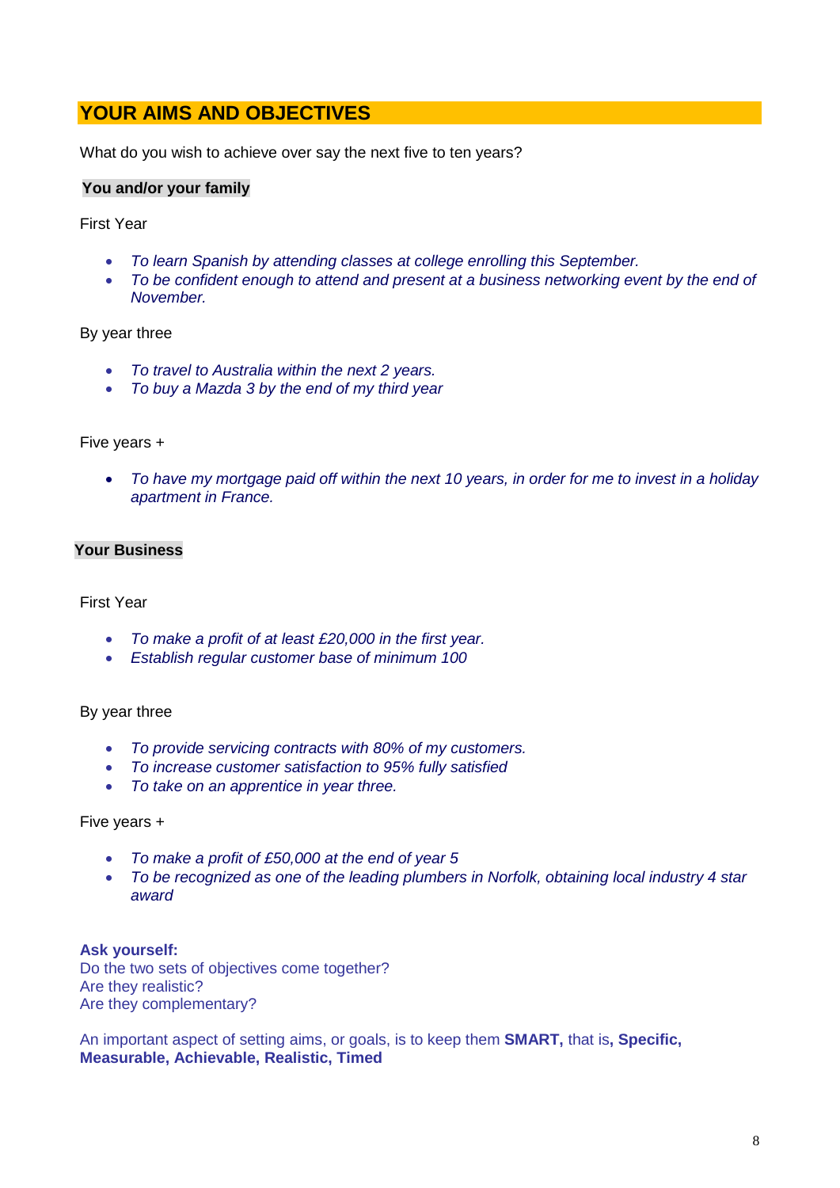## YOUR AIMS AND OBJECTIVES

What do you wish to achieve over say the next five to ten years?

### You and/or your family

First Year

- *To learn Spanish by attending classes at college enrolling this September.*
- *To be confident enough to attend and present at a business networking event by the end of November.*

By year three

- *To travel to Australia within the next 2 years.*
- *To buy a Mazda 3 by the end of my third year*

Five years +

- *To have my mortgage paid off within the next 10 years, in order for me to invest in a holiday apartment in France.*

### Your Business

First Year

- *To make a profit of at least £20,000 in the first year.*
- *Establish regular customer base of minimum 100*

By year three

- *To provide servicing contracts with 80% of my customers.*
- *To increase customer satisfaction to 95% fully satisfied*
- *To take on an apprentice in year three.*

Five years +

- *To make a profit of £50,000 at the end of year 5*
- *To be recognized as one of the leading plumbers in Norfolk, obtaining local industry 4 star award*

**Ask yourself:**
Do the two sets of objectives come together?
Are they realistic?
Are they complementary?

An important aspect of setting aims, or goals, is to keep them **SMART,** that is**, Specific, Measurable, Achievable, Realistic, Timed**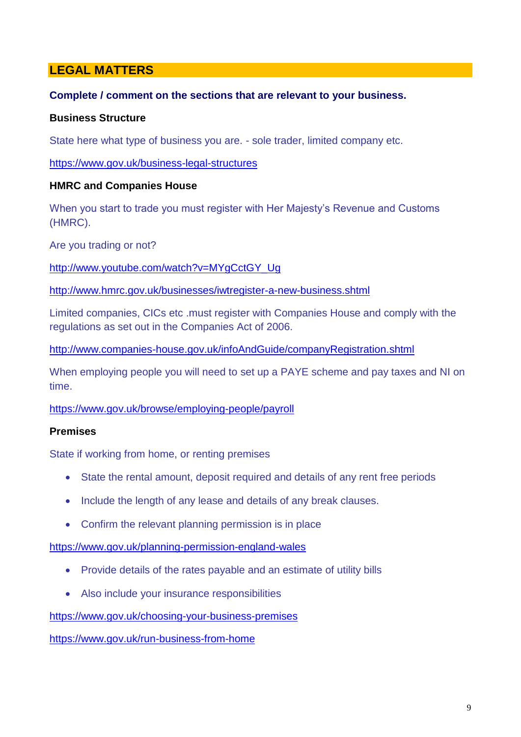## LEGAL MATTERS

**Complete / comment on the sections that are relevant to your business.**

**Business Structure**

State here what type of business you are. - sole trader, limited company etc.

https://www.gov.uk/business-legal-structures

**HMRC and Companies House**

When you start to trade you must register with Her Majesty's Revenue and Customs (HMRC).

Are you trading or not?

http://www.youtube.com/watch?v=MYgCctGY_Ug

http://www.hmrc.gov.uk/businesses/iwtregister-a-new-business.shtml

Limited companies, CICs etc .must register with Companies House and comply with the regulations as set out in the Companies Act of 2006.

http://www.companies-house.gov.uk/infoAndGuide/companyRegistration.shtml

When employing people you will need to set up a PAYE scheme and pay taxes and NI on time.

https://www.gov.uk/browse/employing-people/payroll

**Premises**

State if working from home, or renting premises

- State the rental amount, deposit required and details of any rent free periods
- Include the length of any lease and details of any break clauses.
- Confirm the relevant planning permission is in place

https://www.gov.uk/planning-permission-england-wales

- Provide details of the rates payable and an estimate of utility bills
- Also include your insurance responsibilities

https://www.gov.uk/choosing-your-business-premises

https://www.gov.uk/run-business-from-home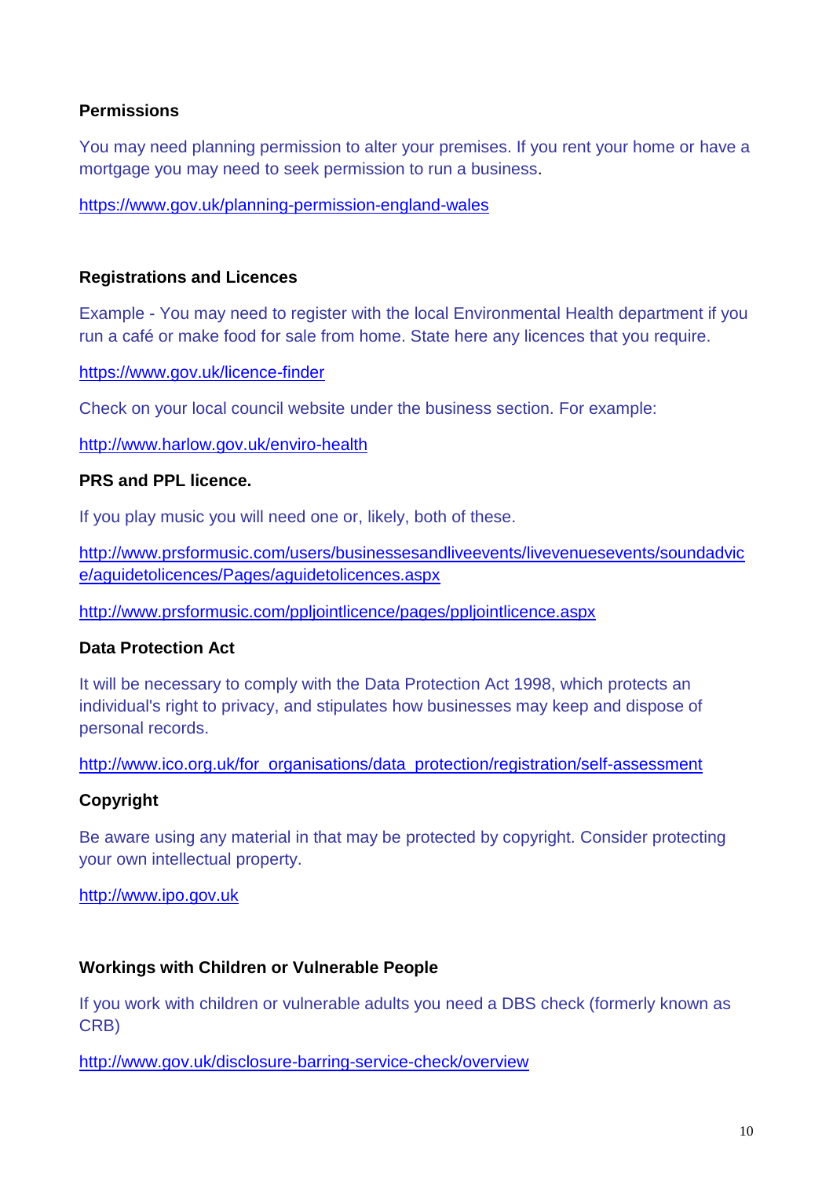**Permissions**

You may need planning permission to alter your premises. If you rent your home or have a mortgage you may need to seek permission to run a business.

https://www.gov.uk/planning-permission-england-wales

**Registrations and Licences**

Example - You may need to register with the local Environmental Health department if you run a café or make food for sale from home. State here any licences that you require.

https://www.gov.uk/licence-finder

Check on your local council website under the business section. For example:

http://www.harlow.gov.uk/enviro-health

**PRS and PPL licence.**

If you play music you will need one or, likely, both of these.

http://www.prsformusic.com/users/businessesandliveevents/livevenuesevents/soundadvice/aguidetolicences/Pages/aguidetolicences.aspx

http://www.prsformusic.com/ppljointlicence/pages/ppljointlicence.aspx

**Data Protection Act**

It will be necessary to comply with the Data Protection Act 1998, which protects an individual's right to privacy, and stipulates how businesses may keep and dispose of personal records.

http://www.ico.org.uk/for_organisations/data_protection/registration/self-assessment

**Copyright**

Be aware using any material in that may be protected by copyright. Consider protecting your own intellectual property.

http://www.ipo.gov.uk

**Workings with Children or Vulnerable People**

If you work with children or vulnerable adults you need a DBS check (formerly known as CRB)

http://www.gov.uk/disclosure-barring-service-check/overview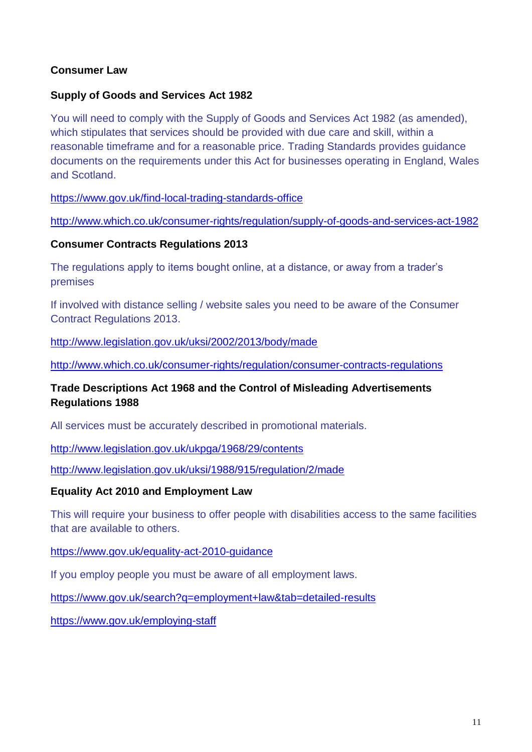## Consumer Law

### Supply of Goods and Services Act 1982

You will need to comply with the Supply of Goods and Services Act 1982 (as amended), which stipulates that services should be provided with due care and skill, within a reasonable timeframe and for a reasonable price. Trading Standards provides guidance documents on the requirements under this Act for businesses operating in England, Wales and Scotland.

https://www.gov.uk/find-local-trading-standards-office

http://www.which.co.uk/consumer-rights/regulation/supply-of-goods-and-services-act-1982

### Consumer Contracts Regulations 2013

The regulations apply to items bought online, at a distance, or away from a trader's premises

If involved with distance selling / website sales you need to be aware of the Consumer Contract Regulations 2013.

http://www.legislation.gov.uk/uksi/2002/2013/body/made

http://www.which.co.uk/consumer-rights/regulation/consumer-contracts-regulations

### Trade Descriptions Act 1968 and the Control of Misleading Advertisements Regulations 1988

All services must be accurately described in promotional materials.

http://www.legislation.gov.uk/ukpga/1968/29/contents

http://www.legislation.gov.uk/uksi/1988/915/regulation/2/made

### Equality Act 2010 and Employment Law

This will require your business to offer people with disabilities access to the same facilities that are available to others.

https://www.gov.uk/equality-act-2010-guidance

If you employ people you must be aware of all employment laws.

https://www.gov.uk/search?q=employment+law&tab=detailed-results

https://www.gov.uk/employing-staff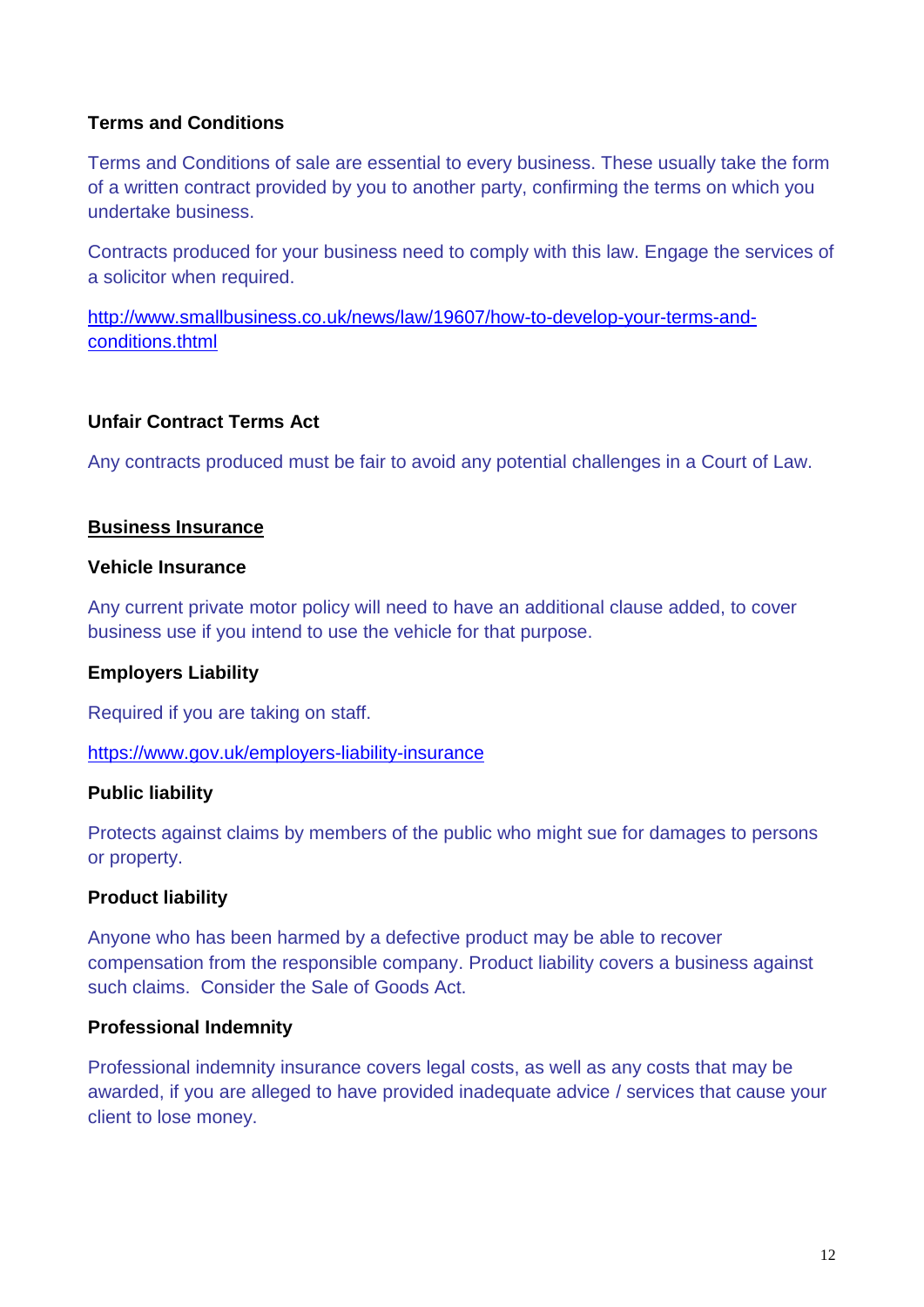**Terms and Conditions**

Terms and Conditions of sale are essential to every business. These usually take the form of a written contract provided by you to another party, confirming the terms on which you undertake business.

Contracts produced for your business need to comply with this law. Engage the services of a solicitor when required.

[http://www.smallbusiness.co.uk/news/law/19607/how-to-develop-your-terms-and-conditions.thtml](http://www.smallbusiness.co.uk/news/law/19607/how-to-develop-your-terms-and-conditions.thtml)

**Unfair Contract Terms Act**

Any contracts produced must be fair to avoid any potential challenges in a Court of Law.

**Business Insurance**

**Vehicle Insurance**

Any current private motor policy will need to have an additional clause added, to cover business use if you intend to use the vehicle for that purpose.

**Employers Liability**

Required if you are taking on staff.

[https://www.gov.uk/employers-liability-insurance](https://www.gov.uk/employers-liability-insurance)

**Public liability**

Protects against claims by members of the public who might sue for damages to persons or property.

**Product liability**

Anyone who has been harmed by a defective product may be able to recover compensation from the responsible company. Product liability covers a business against such claims. Consider the Sale of Goods Act.

**Professional Indemnity**

Professional indemnity insurance covers legal costs, as well as any costs that may be awarded, if you are alleged to have provided inadequate advice / services that cause your client to lose money.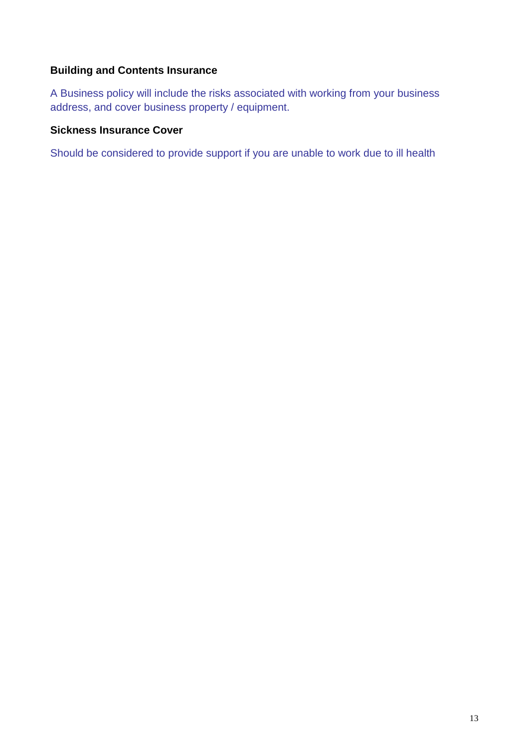### Building and Contents Insurance

A Business policy will include the risks associated with working from your business address, and cover business property / equipment.

### Sickness Insurance Cover

Should be considered to provide support if you are unable to work due to ill health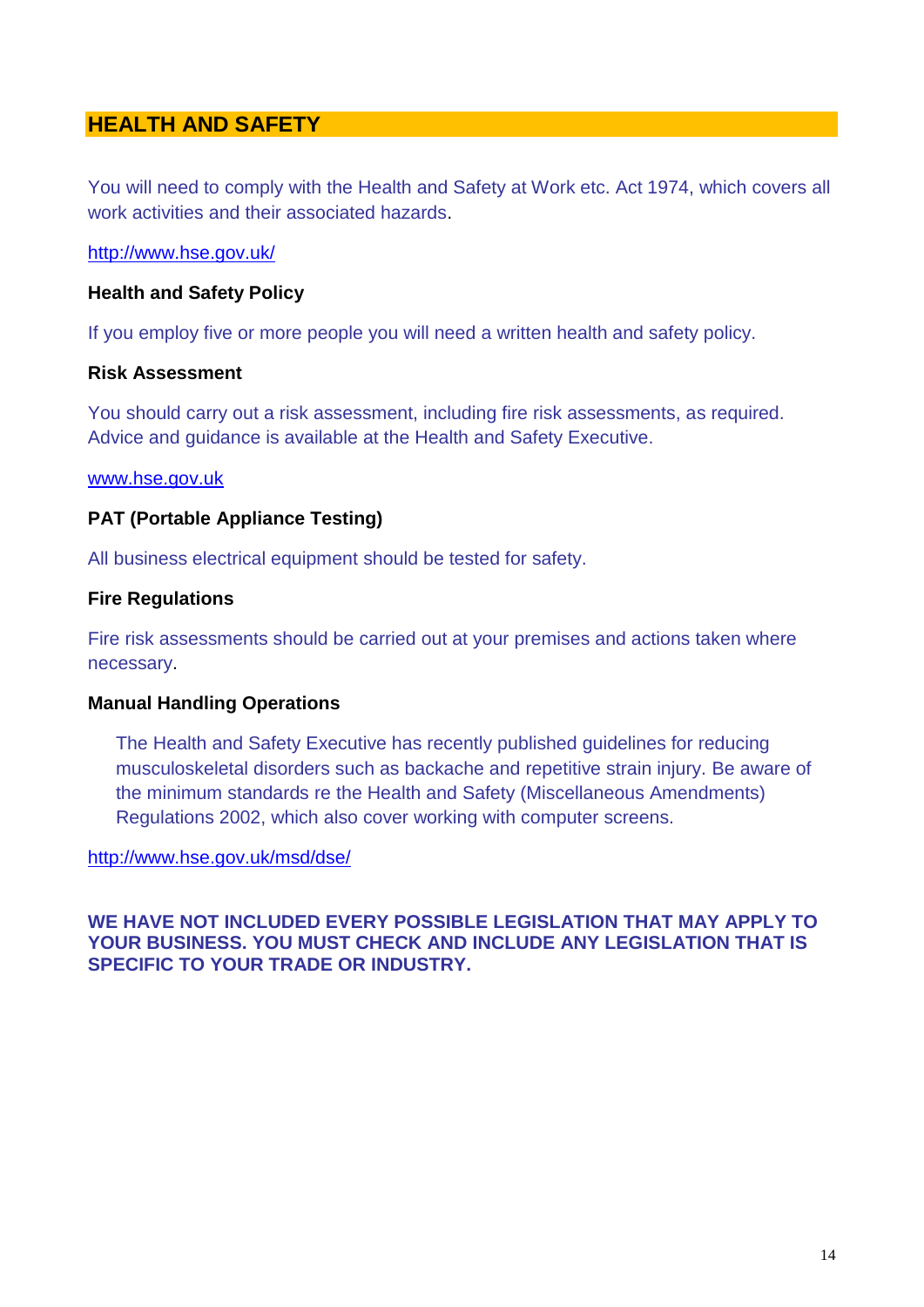## HEALTH AND SAFETY

You will need to comply with the Health and Safety at Work etc. Act 1974, which covers all work activities and their associated hazards.

http://www.hse.gov.uk/

**Health and Safety Policy**

If you employ five or more people you will need a written health and safety policy.

**Risk Assessment**

You should carry out a risk assessment, including fire risk assessments, as required. Advice and guidance is available at the Health and Safety Executive.

www.hse.gov.uk

**PAT (Portable Appliance Testing)**

All business electrical equipment should be tested for safety.

**Fire Regulations**

Fire risk assessments should be carried out at your premises and actions taken where necessary.

**Manual Handling Operations**

The Health and Safety Executive has recently published guidelines for reducing musculoskeletal disorders such as backache and repetitive strain injury. Be aware of the minimum standards re the Health and Safety (Miscellaneous Amendments) Regulations 2002, which also cover working with computer screens.

http://www.hse.gov.uk/msd/dse/

**WE HAVE NOT INCLUDED EVERY POSSIBLE LEGISLATION THAT MAY APPLY TO YOUR BUSINESS. YOU MUST CHECK AND INCLUDE ANY LEGISLATION THAT IS SPECIFIC TO YOUR TRADE OR INDUSTRY.**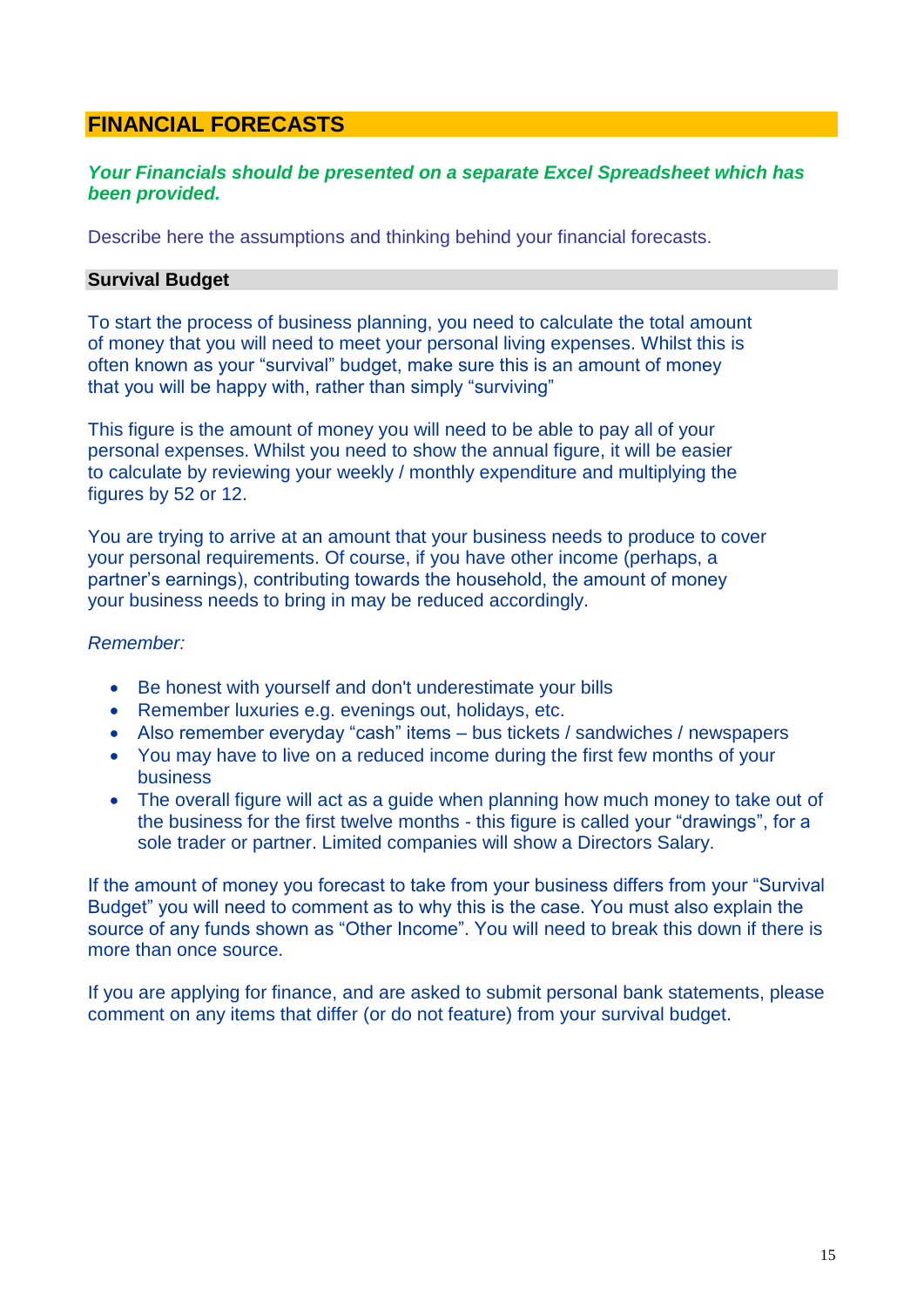## FINANCIAL FORECASTS

***Your Financials should be presented on a separate Excel Spreadsheet which has been provided.***

Describe here the assumptions and thinking behind your financial forecasts.

### Survival Budget

To start the process of business planning, you need to calculate the total amount of money that you will need to meet your personal living expenses. Whilst this is often known as your "survival" budget, make sure this is an amount of money that you will be happy with, rather than simply "surviving"

This figure is the amount of money you will need to be able to pay all of your personal expenses. Whilst you need to show the annual figure, it will be easier to calculate by reviewing your weekly / monthly expenditure and multiplying the figures by 52 or 12.

You are trying to arrive at an amount that your business needs to produce to cover your personal requirements. Of course, if you have other income (perhaps, a partner's earnings), contributing towards the household, the amount of money your business needs to bring in may be reduced accordingly.

*Remember:*

- Be honest with yourself and don't underestimate your bills
- Remember luxuries e.g. evenings out, holidays, etc.
- Also remember everyday "cash" items – bus tickets / sandwiches / newspapers
- You may have to live on a reduced income during the first few months of your business
- The overall figure will act as a guide when planning how much money to take out of the business for the first twelve months - this figure is called your "drawings", for a sole trader or partner. Limited companies will show a Directors Salary.

If the amount of money you forecast to take from your business differs from your "Survival Budget" you will need to comment as to why this is the case. You must also explain the source of any funds shown as "Other Income". You will need to break this down if there is more than once source.

If you are applying for finance, and are asked to submit personal bank statements, please comment on any items that differ (or do not feature) from your survival budget.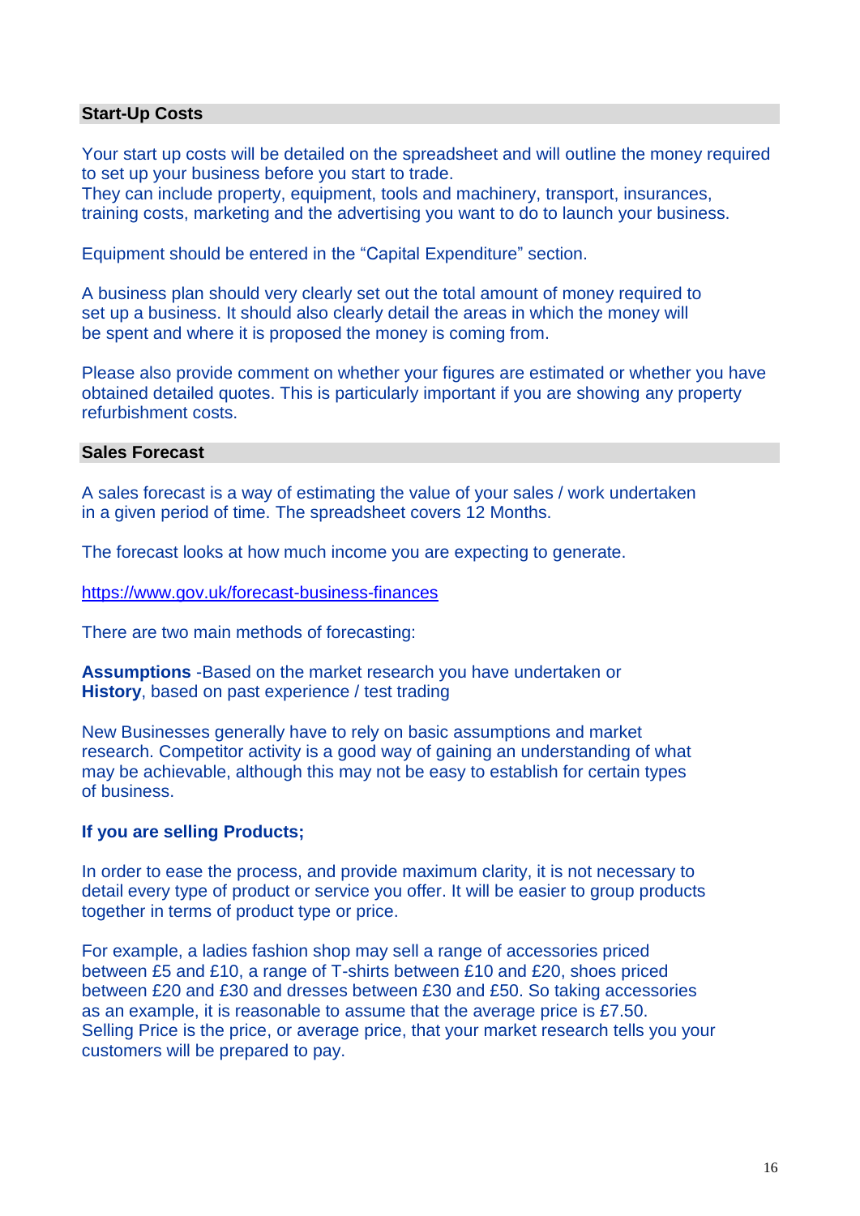## Start-Up Costs

Your start up costs will be detailed on the spreadsheet and will outline the money required to set up your business before you start to trade.
They can include property, equipment, tools and machinery, transport, insurances, training costs, marketing and the advertising you want to do to launch your business.

Equipment should be entered in the "Capital Expenditure" section.

A business plan should very clearly set out the total amount of money required to set up a business. It should also clearly detail the areas in which the money will be spent and where it is proposed the money is coming from.

Please also provide comment on whether your figures are estimated or whether you have obtained detailed quotes. This is particularly important if you are showing any property refurbishment costs.

## Sales Forecast

A sales forecast is a way of estimating the value of your sales / work undertaken in a given period of time. The spreadsheet covers 12 Months.

The forecast looks at how much income you are expecting to generate.

https://www.gov.uk/forecast-business-finances

There are two main methods of forecasting:

**Assumptions** -Based on the market research you have undertaken or
**History**, based on past experience / test trading

New Businesses generally have to rely on basic assumptions and market research. Competitor activity is a good way of gaining an understanding of what may be achievable, although this may not be easy to establish for certain types of business.

**If you are selling Products;**

In order to ease the process, and provide maximum clarity, it is not necessary to detail every type of product or service you offer. It will be easier to group products together in terms of product type or price.

For example, a ladies fashion shop may sell a range of accessories priced between £5 and £10, a range of T-shirts between £10 and £20, shoes priced between £20 and £30 and dresses between £30 and £50. So taking accessories as an example, it is reasonable to assume that the average price is £7.50.
Selling Price is the price, or average price, that your market research tells you your customers will be prepared to pay.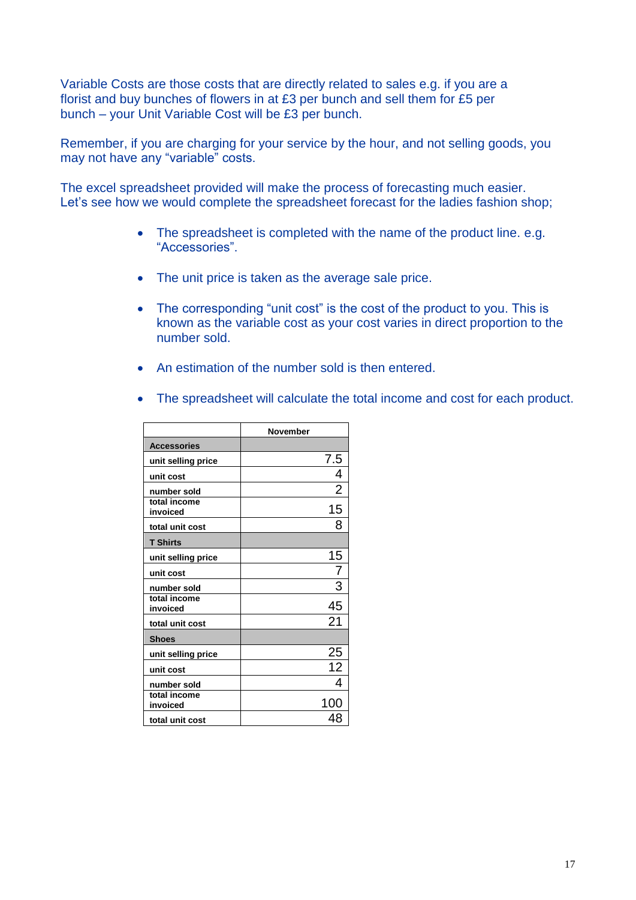Variable Costs are those costs that are directly related to sales e.g. if you are a florist and buy bunches of flowers in at £3 per bunch and sell them for £5 per bunch – your Unit Variable Cost will be £3 per bunch.

Remember, if you are charging for your service by the hour, and not selling goods, you may not have any “variable” costs.

The excel spreadsheet provided will make the process of forecasting much easier. Let’s see how we would complete the spreadsheet forecast for the ladies fashion shop;

- The spreadsheet is completed with the name of the product line. e.g. “Accessories”.
- The unit price is taken as the average sale price.
- The corresponding “unit cost” is the cost of the product to you. This is known as the variable cost as your cost varies in direct proportion to the number sold.
- An estimation of the number sold is then entered.
- The spreadsheet will calculate the total income and cost for each product.

| | November |
|---|---|
| **Accessories** | |
| **unit selling price** | 7.5 |
| **unit cost** | 4 |
| **number sold** | 2 |
| **total income invoiced** | 15 |
| **total unit cost** | 8 |
| **T Shirts** | |
| **unit selling price** | 15 |
| **unit cost** | 7 |
| **number sold** | 3 |
| **total income invoiced** | 45 |
| **total unit cost** | 21 |
| **Shoes** | |
| **unit selling price** | 25 |
| **unit cost** | 12 |
| **number sold** | 4 |
| **total income invoiced** | 100 |
| **total unit cost** | 48 |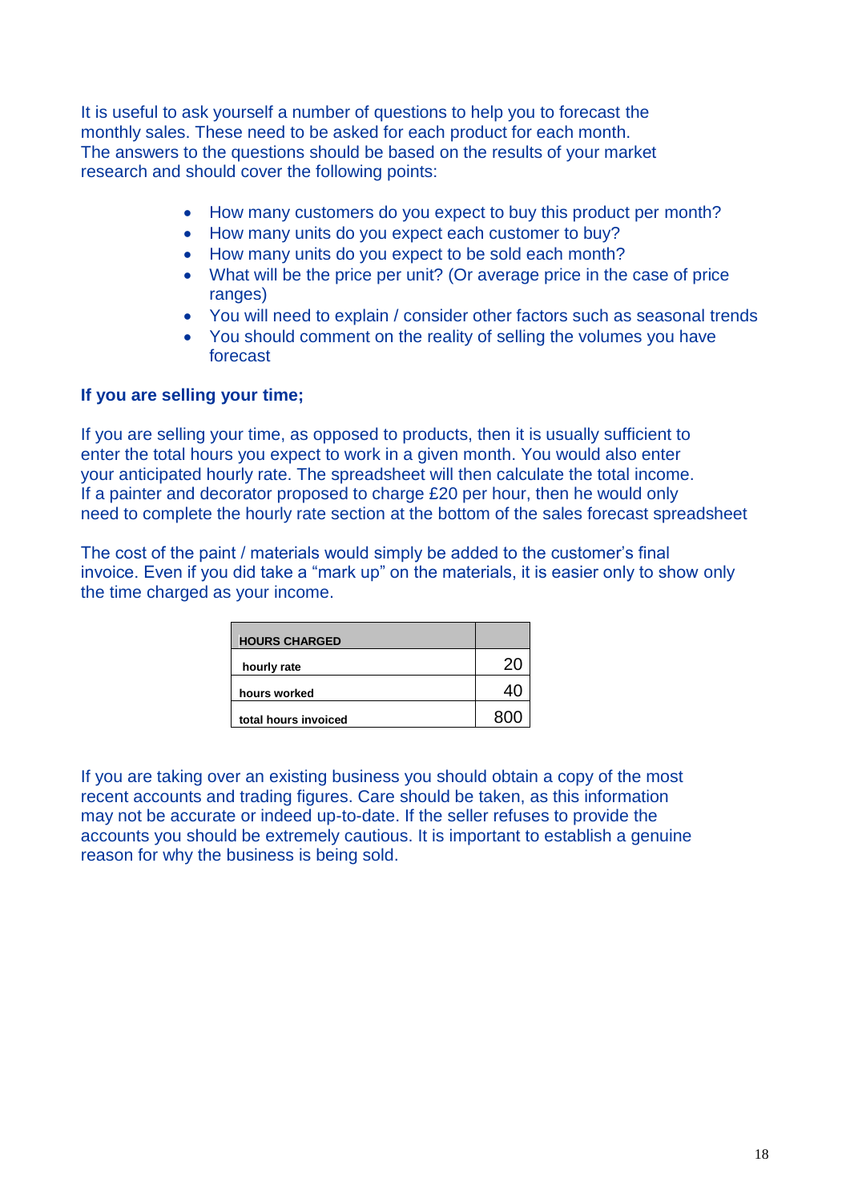It is useful to ask yourself a number of questions to help you to forecast the monthly sales. These need to be asked for each product for each month. The answers to the questions should be based on the results of your market research and should cover the following points:

- How many customers do you expect to buy this product per month?
- How many units do you expect each customer to buy?
- How many units do you expect to be sold each month?
- What will be the price per unit? (Or average price in the case of price ranges)
- You will need to explain / consider other factors such as seasonal trends
- You should comment on the reality of selling the volumes you have forecast

**If you are selling your time;**

If you are selling your time, as opposed to products, then it is usually sufficient to enter the total hours you expect to work in a given month. You would also enter your anticipated hourly rate. The spreadsheet will then calculate the total income. If a painter and decorator proposed to charge £20 per hour, then he would only need to complete the hourly rate section at the bottom of the sales forecast spreadsheet

The cost of the paint / materials would simply be added to the customer's final invoice. Even if you did take a "mark up" on the materials, it is easier only to show only the time charged as your income.

| HOURS CHARGED | |
|---|---|
| hourly rate | 20 |
| hours worked | 40 |
| total hours invoiced | 800 |

If you are taking over an existing business you should obtain a copy of the most recent accounts and trading figures. Care should be taken, as this information may not be accurate or indeed up-to-date. If the seller refuses to provide the accounts you should be extremely cautious. It is important to establish a genuine reason for why the business is being sold.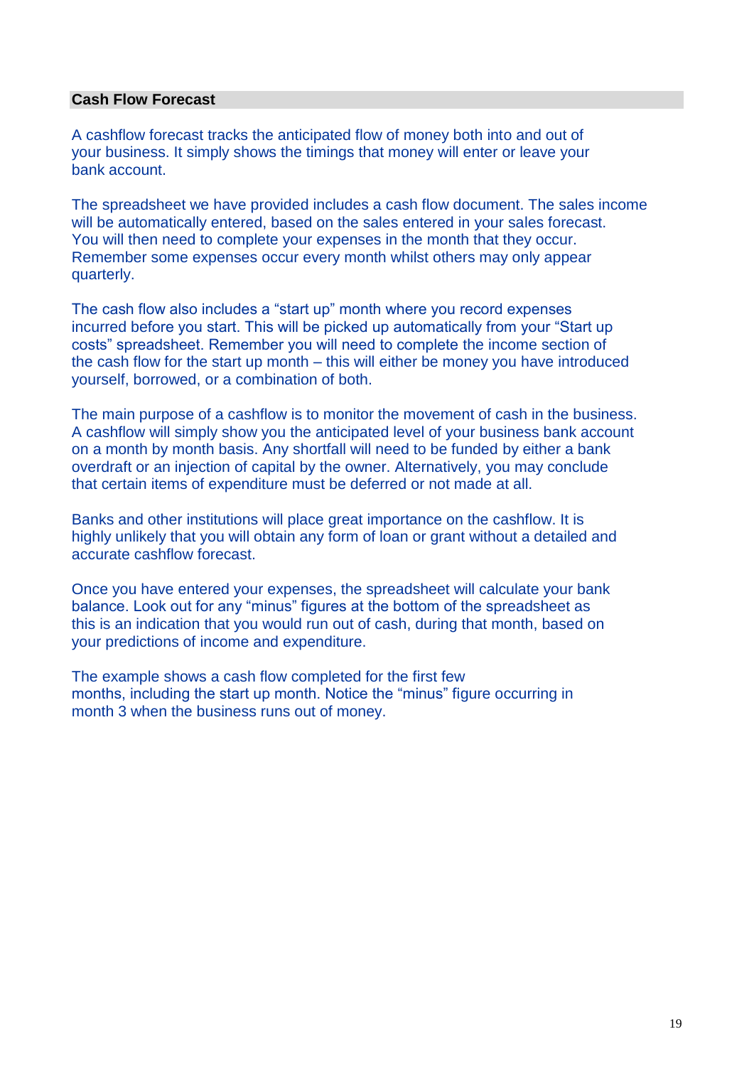## Cash Flow Forecast

A cashflow forecast tracks the anticipated flow of money both into and out of your business. It simply shows the timings that money will enter or leave your bank account.

The spreadsheet we have provided includes a cash flow document. The sales income will be automatically entered, based on the sales entered in your sales forecast. You will then need to complete your expenses in the month that they occur. Remember some expenses occur every month whilst others may only appear quarterly.

The cash flow also includes a “start up” month where you record expenses incurred before you start. This will be picked up automatically from your “Start up costs” spreadsheet. Remember you will need to complete the income section of the cash flow for the start up month – this will either be money you have introduced yourself, borrowed, or a combination of both.

The main purpose of a cashflow is to monitor the movement of cash in the business. A cashflow will simply show you the anticipated level of your business bank account on a month by month basis. Any shortfall will need to be funded by either a bank overdraft or an injection of capital by the owner. Alternatively, you may conclude that certain items of expenditure must be deferred or not made at all.

Banks and other institutions will place great importance on the cashflow. It is highly unlikely that you will obtain any form of loan or grant without a detailed and accurate cashflow forecast.

Once you have entered your expenses, the spreadsheet will calculate your bank balance. Look out for any “minus” figures at the bottom of the spreadsheet as this is an indication that you would run out of cash, during that month, based on your predictions of income and expenditure.

The example shows a cash flow completed for the first few months, including the start up month. Notice the “minus” figure occurring in month 3 when the business runs out of money.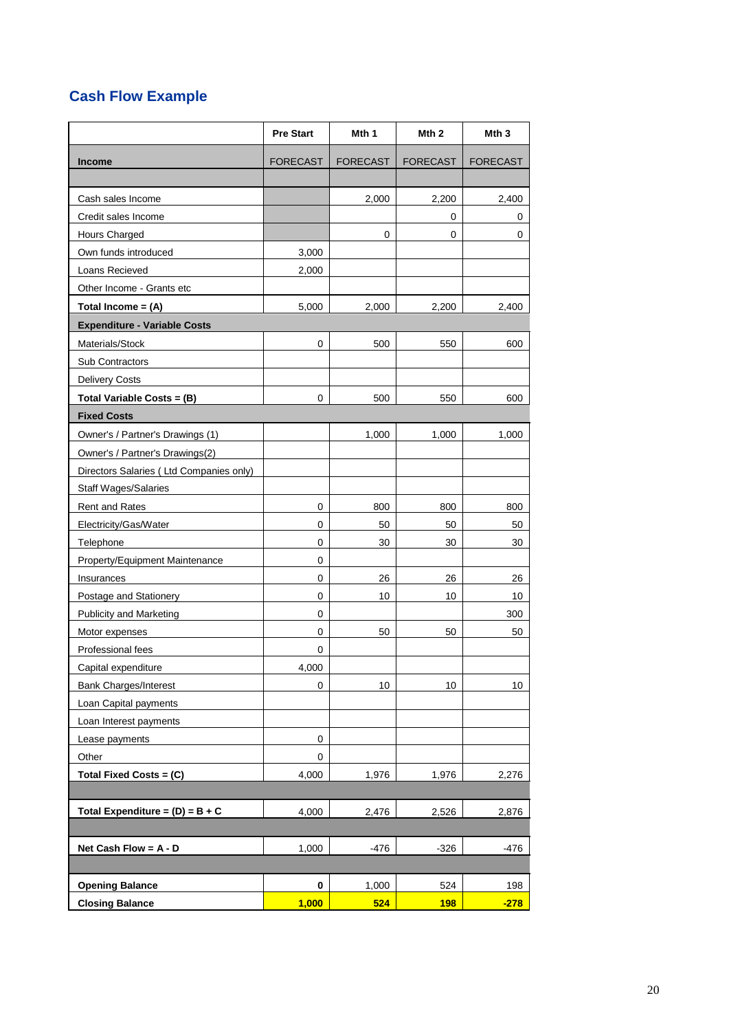## Cash Flow Example

| | Pre Start | Mth 1 | Mth 2 | Mth 3 |
|---|---|---|---|---|
| **Income** | FORECAST | FORECAST | FORECAST | FORECAST |
| | | | | |
| Cash sales Income | | 2,000 | 2,200 | 2,400 |
| Credit sales Income | | | 0 | 0 |
| Hours Charged | | 0 | 0 | 0 |
| Own funds introduced | 3,000 | | | |
| Loans Recieved | 2,000 | | | |
| Other Income - Grants etc | | | | |
| **Total Income = (A)** | 5,000 | 2,000 | 2,200 | 2,400 |
| **Expenditure - Variable Costs** | | | | |
| Materials/Stock | 0 | 500 | 550 | 600 |
| Sub Contractors | | | | |
| Delivery Costs | | | | |
| **Total Variable Costs = (B)** | 0 | 500 | 550 | 600 |
| **Fixed Costs** | | | | |
| Owner's / Partner's Drawings (1) | | 1,000 | 1,000 | 1,000 |
| Owner's / Partner's Drawings(2) | | | | |
| Directors Salaries ( Ltd Companies only) | | | | |
| Staff Wages/Salaries | | | | |
| Rent and Rates | 0 | 800 | 800 | 800 |
| Electricity/Gas/Water | 0 | 50 | 50 | 50 |
| Telephone | 0 | 30 | 30 | 30 |
| Property/Equipment Maintenance | 0 | | | |
| Insurances | 0 | 26 | 26 | 26 |
| Postage and Stationery | 0 | 10 | 10 | 10 |
| Publicity and Marketing | 0 | | | 300 |
| Motor expenses | 0 | 50 | 50 | 50 |
| Professional fees | 0 | | | |
| Capital expenditure | 4,000 | | | |
| Bank Charges/Interest | 0 | 10 | 10 | 10 |
| Loan Capital payments | | | | |
| Loan Interest payments | | | | |
| Lease payments | 0 | | | |
| Other | 0 | | | |
| **Total Fixed Costs = (C)** | 4,000 | 1,976 | 1,976 | 2,276 |
| | | | | |
| **Total Expenditure = (D) = B + C** | 4,000 | 2,476 | 2,526 | 2,876 |
| | | | | |
| **Net Cash Flow = A - D** | 1,000 | -476 | -326 | -476 |
| | | | | |
| **Opening Balance** | **0** | 1,000 | 524 | 198 |
| **Closing Balance** | **1,000** | **524** | **198** | **-278** |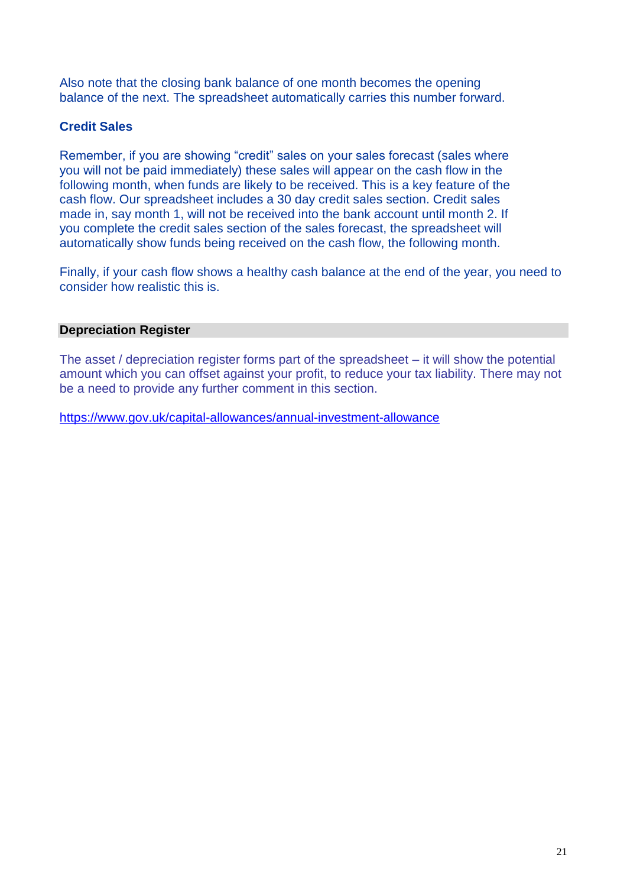Also note that the closing bank balance of one month becomes the opening balance of the next. The spreadsheet automatically carries this number forward.

### Credit Sales

Remember, if you are showing "credit" sales on your sales forecast (sales where you will not be paid immediately) these sales will appear on the cash flow in the following month, when funds are likely to be received. This is a key feature of the cash flow. Our spreadsheet includes a 30 day credit sales section. Credit sales made in, say month 1, will not be received into the bank account until month 2. If you complete the credit sales section of the sales forecast, the spreadsheet will automatically show funds being received on the cash flow, the following month.

Finally, if your cash flow shows a healthy cash balance at the end of the year, you need to consider how realistic this is.

## Depreciation Register

The asset / depreciation register forms part of the spreadsheet – it will show the potential amount which you can offset against your profit, to reduce your tax liability. There may not be a need to provide any further comment in this section.

https://www.gov.uk/capital-allowances/annual-investment-allowance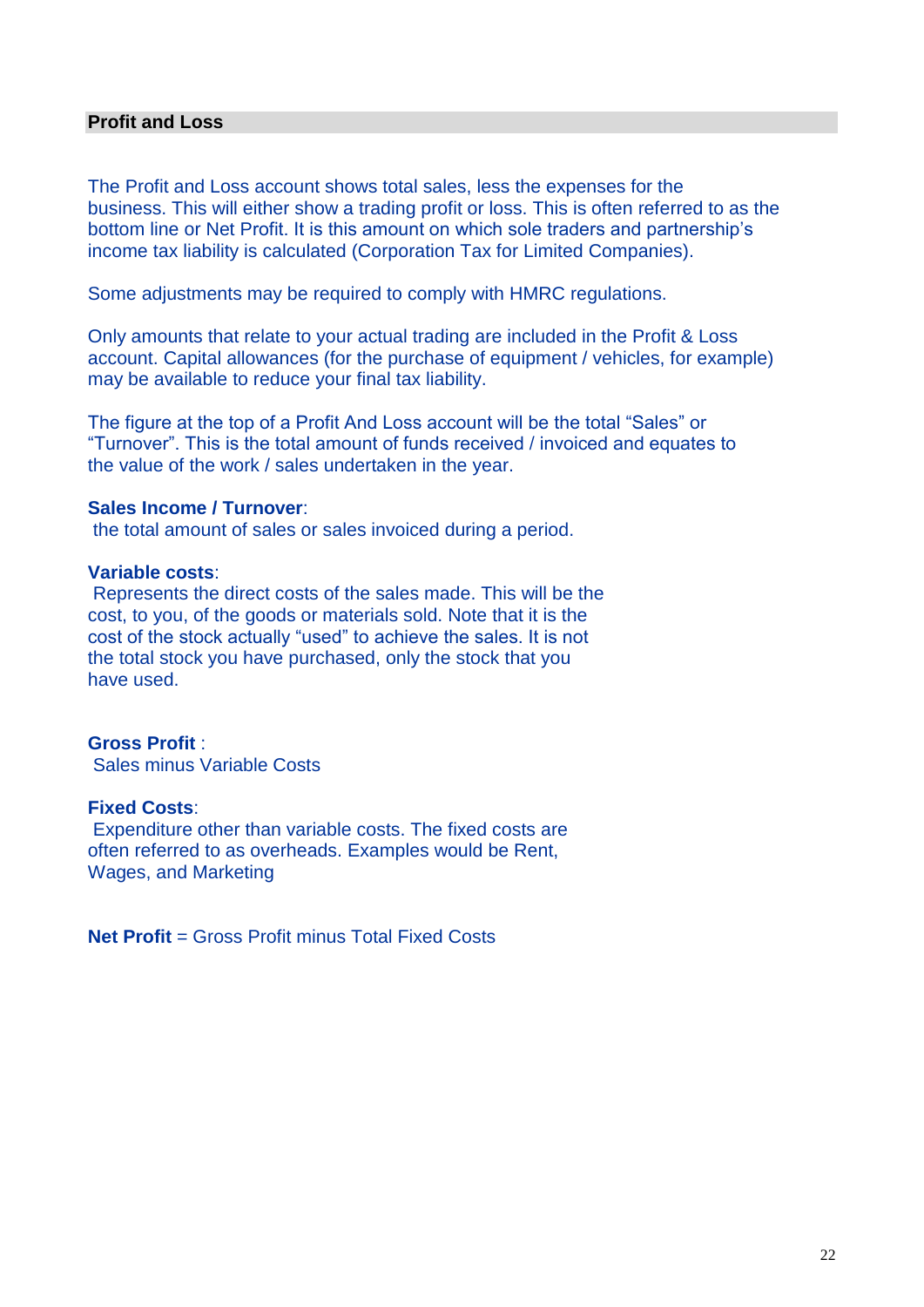## Profit and Loss

The Profit and Loss account shows total sales, less the expenses for the business. This will either show a trading profit or loss. This is often referred to as the bottom line or Net Profit. It is this amount on which sole traders and partnership's income tax liability is calculated (Corporation Tax for Limited Companies).

Some adjustments may be required to comply with HMRC regulations.

Only amounts that relate to your actual trading are included in the Profit & Loss account. Capital allowances (for the purchase of equipment / vehicles, for example) may be available to reduce your final tax liability.

The figure at the top of a Profit And Loss account will be the total "Sales" or "Turnover". This is the total amount of funds received / invoiced and equates to the value of the work / sales undertaken in the year.

**Sales Income / Turnover**:
the total amount of sales or sales invoiced during a period.

**Variable costs**:
Represents the direct costs of the sales made. This will be the cost, to you, of the goods or materials sold. Note that it is the cost of the stock actually "used" to achieve the sales. It is not the total stock you have purchased, only the stock that you have used.

**Gross Profit** :
Sales minus Variable Costs

**Fixed Costs**:
Expenditure other than variable costs. The fixed costs are often referred to as overheads. Examples would be Rent, Wages, and Marketing

**Net Profit** = Gross Profit minus Total Fixed Costs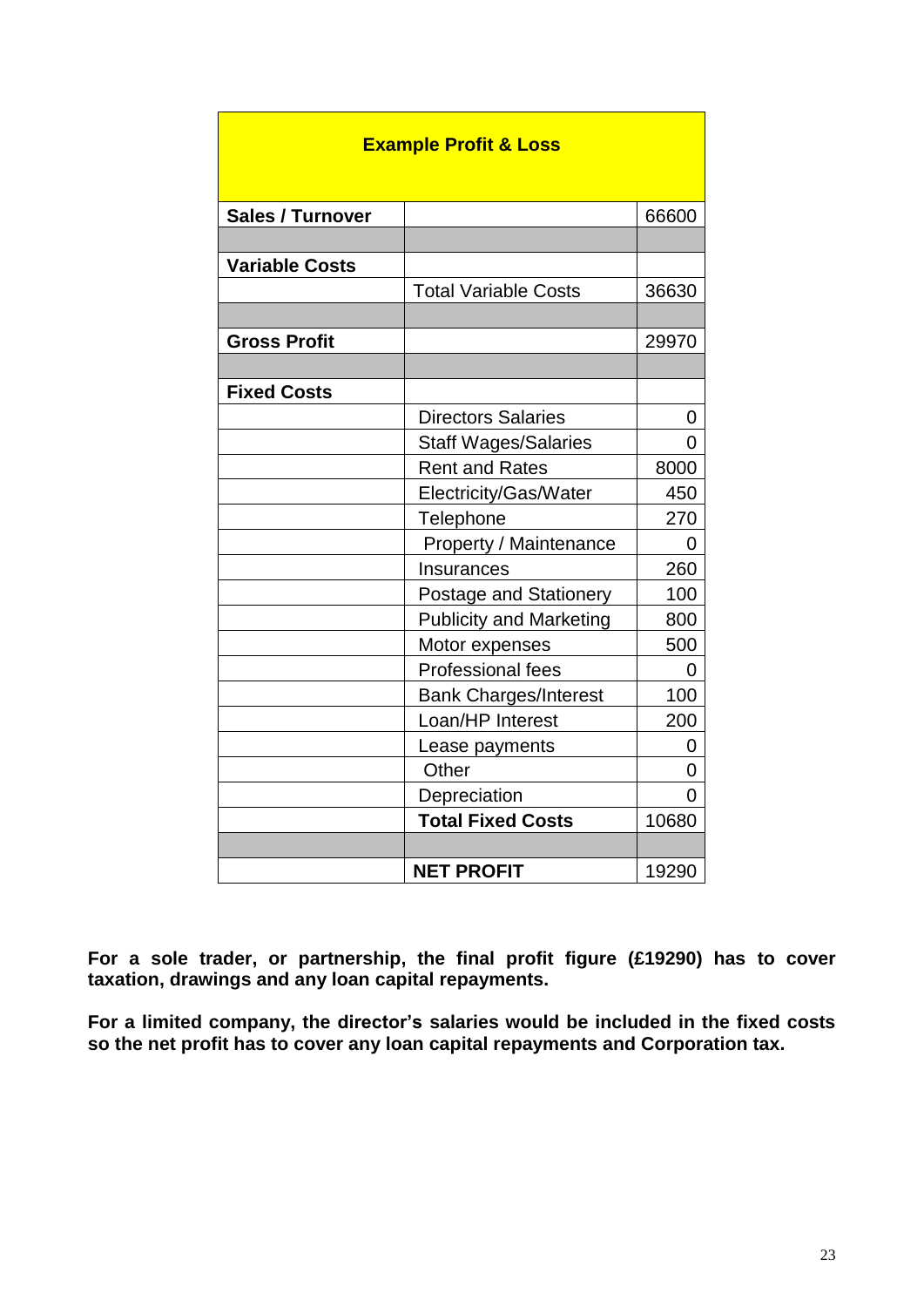| Example Profit & Loss | | |
|---|---|---|
| **Sales / Turnover** | | 66600 |
| | | |
| **Variable Costs** | | |
| | Total Variable Costs | 36630 |
| | | |
| **Gross Profit** | | 29970 |
| | | |
| **Fixed Costs** | | |
| | Directors Salaries | 0 |
| | Staff Wages/Salaries | 0 |
| | Rent and Rates | 8000 |
| | Electricity/Gas/Water | 450 |
| | Telephone | 270 |
| | Property / Maintenance | 0 |
| | Insurances | 260 |
| | Postage and Stationery | 100 |
| | Publicity and Marketing | 800 |
| | Motor expenses | 500 |
| | Professional fees | 0 |
| | Bank Charges/Interest | 100 |
| | Loan/HP Interest | 200 |
| | Lease payments | 0 |
| | Other | 0 |
| | Depreciation | 0 |
| | **Total Fixed Costs** | 10680 |
| | | |
| | **NET PROFIT** | 19290 |

**For a sole trader, or partnership, the final profit figure (£19290) has to cover taxation, drawings and any loan capital repayments.**

**For a limited company, the director's salaries would be included in the fixed costs so the net profit has to cover any loan capital repayments and Corporation tax.**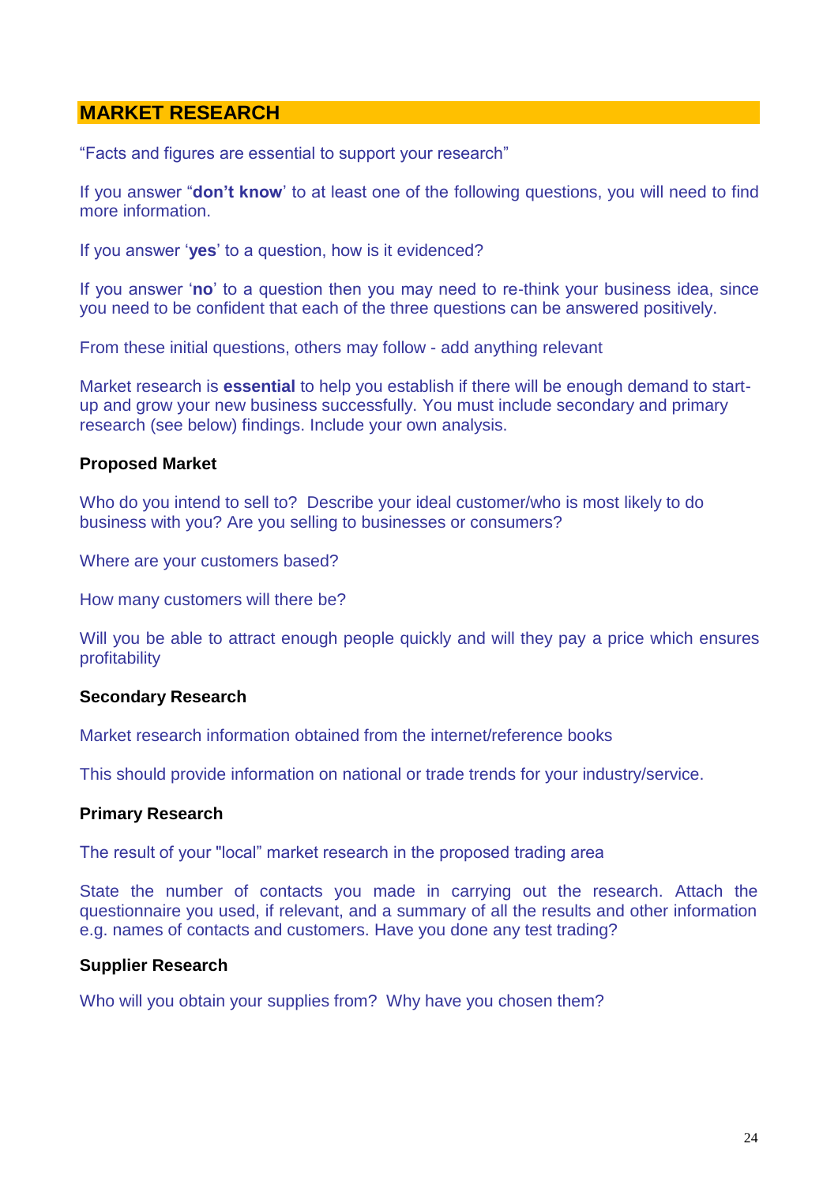## MARKET RESEARCH

"Facts and figures are essential to support your research"

If you answer "**don't know**' to at least one of the following questions, you will need to find more information.

If you answer '**yes**' to a question, how is it evidenced?

If you answer '**no**' to a question then you may need to re-think your business idea, since you need to be confident that each of the three questions can be answered positively.

From these initial questions, others may follow - add anything relevant

Market research is **essential** to help you establish if there will be enough demand to start-up and grow your new business successfully. You must include secondary and primary research (see below) findings. Include your own analysis.

**Proposed Market**

Who do you intend to sell to? Describe your ideal customer/who is most likely to do business with you? Are you selling to businesses or consumers?

Where are your customers based?

How many customers will there be?

Will you be able to attract enough people quickly and will they pay a price which ensures profitability

**Secondary Research**

Market research information obtained from the internet/reference books

This should provide information on national or trade trends for your industry/service.

**Primary Research**

The result of your "local" market research in the proposed trading area

State the number of contacts you made in carrying out the research. Attach the questionnaire you used, if relevant, and a summary of all the results and other information e.g. names of contacts and customers. Have you done any test trading?

**Supplier Research**

Who will you obtain your supplies from? Why have you chosen them?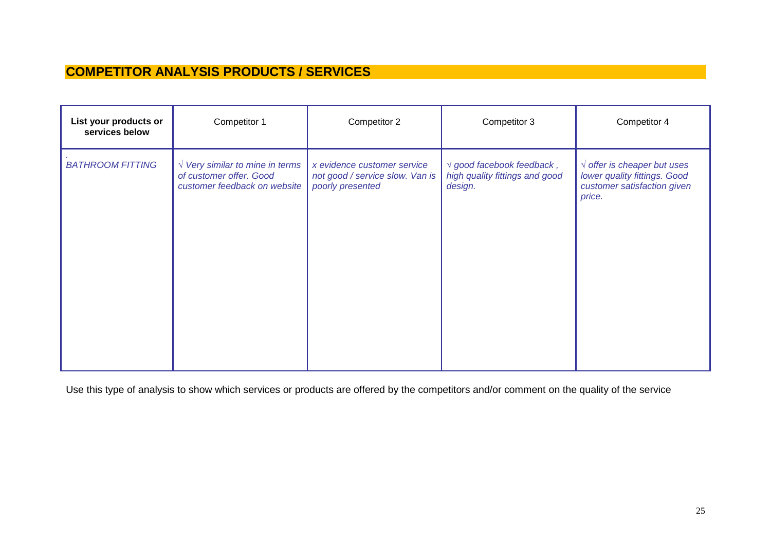# COMPETITOR ANALYSIS PRODUCTS / SERVICES

| List your products or services below | Competitor 1 | Competitor 2 | Competitor 3 | Competitor 4 |
|---|---|---|---|---|
| *BATHROOM FITTING* | *√ Very similar to mine in terms of customer offer. Good customer feedback on website* | *x evidence customer service not good / service slow. Van is poorly presented* | *√ good facebook feedback , high quality fittings and good design.* | *√ offer is cheaper but uses lower quality fittings. Good customer satisfaction given price.* |

Use this type of analysis to show which services or products are offered by the competitors and/or comment on the quality of the service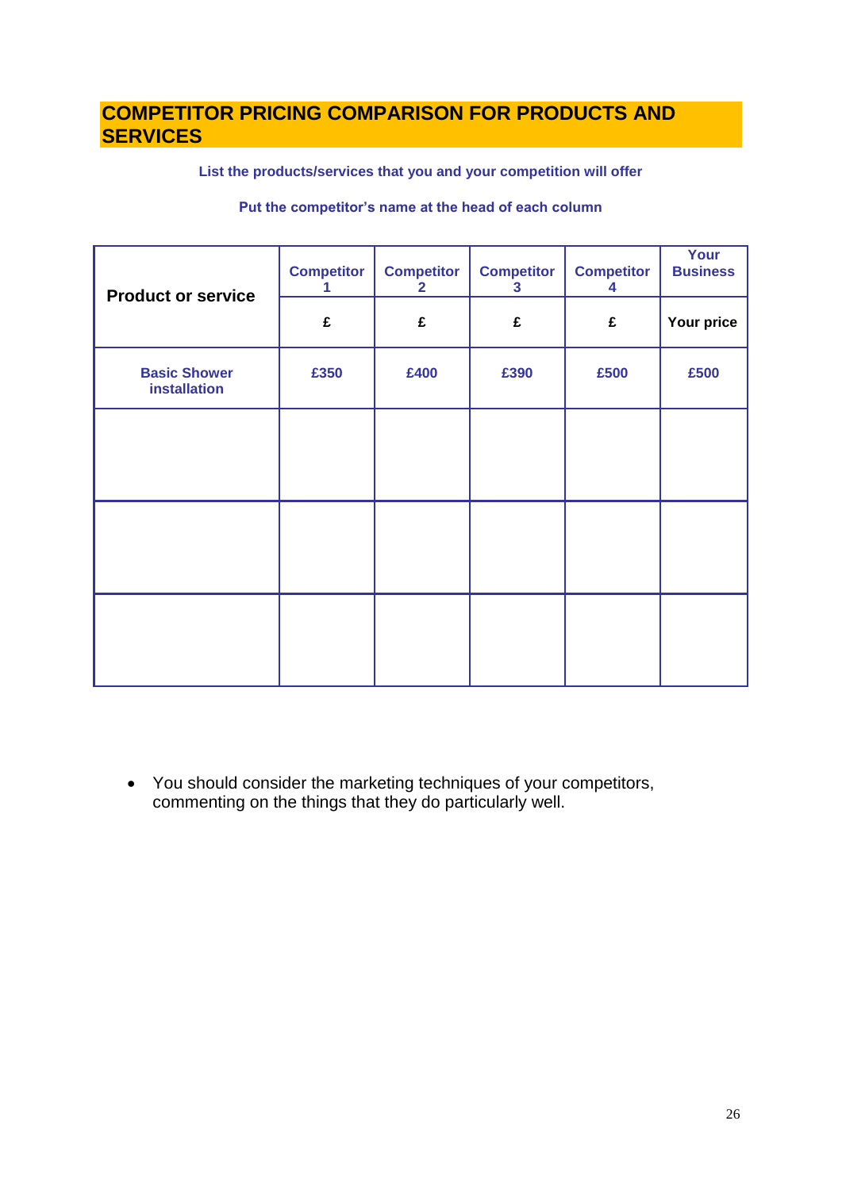## COMPETITOR PRICING COMPARISON FOR PRODUCTS AND SERVICES

**List the products/services that you and your competition will offer**

**Put the competitor's name at the head of each column**

| Product or service | Competitor 1 | Competitor 2 | Competitor 3 | Competitor 4 | Your Business |
|---|---|---|---|---|---|
| | £ | £ | £ | £ | Your price |
| Basic Shower installation | £350 | £400 | £390 | £500 | £500 |
| | | | | | |
| | | | | | |
| | | | | | |

- You should consider the marketing techniques of your competitors, commenting on the things that they do particularly well.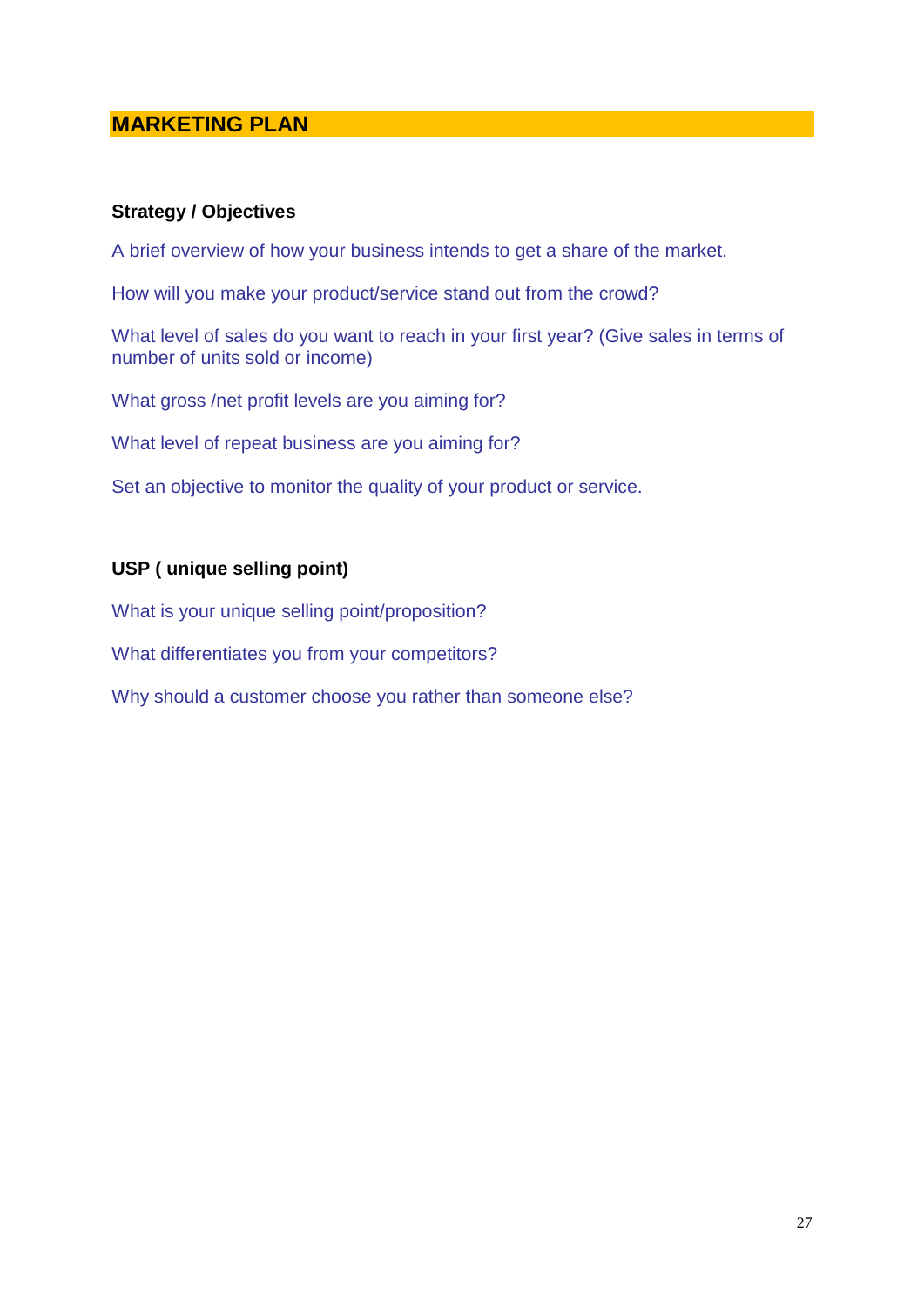## MARKETING PLAN

### Strategy / Objectives

A brief overview of how your business intends to get a share of the market.

How will you make your product/service stand out from the crowd?

What level of sales do you want to reach in your first year? (Give sales in terms of number of units sold or income)

What gross /net profit levels are you aiming for?

What level of repeat business are you aiming for?

Set an objective to monitor the quality of your product or service.

### USP ( unique selling point)

What is your unique selling point/proposition?

What differentiates you from your competitors?

Why should a customer choose you rather than someone else?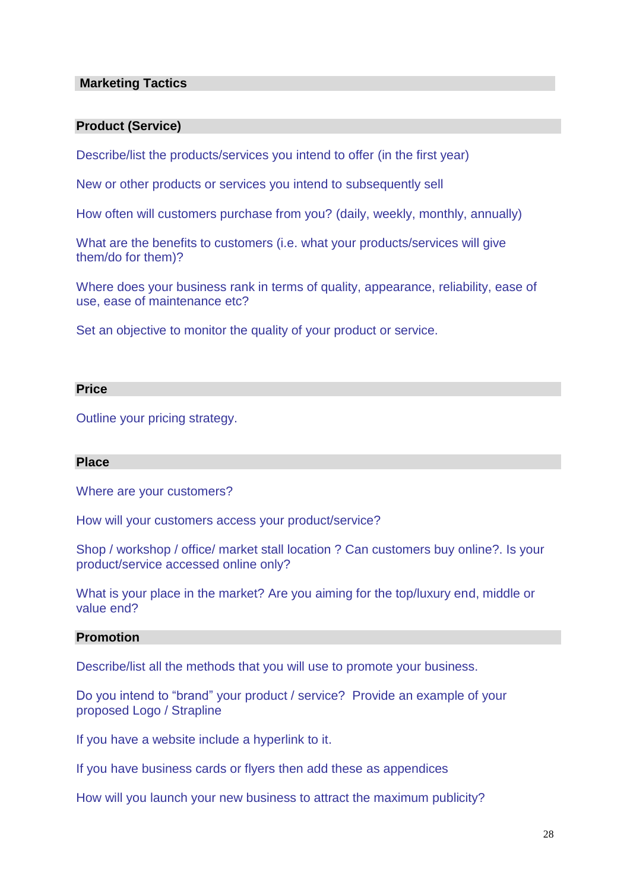## Marketing Tactics

### Product (Service)

Describe/list the products/services you intend to offer (in the first year)

New or other products or services you intend to subsequently sell

How often will customers purchase from you? (daily, weekly, monthly, annually)

What are the benefits to customers (i.e. what your products/services will give them/do for them)?

Where does your business rank in terms of quality, appearance, reliability, ease of use, ease of maintenance etc?

Set an objective to monitor the quality of your product or service.

### Price

Outline your pricing strategy.

### Place

Where are your customers?

How will your customers access your product/service?

Shop / workshop / office/ market stall location ? Can customers buy online?. Is your product/service accessed online only?

What is your place in the market? Are you aiming for the top/luxury end, middle or value end?

### Promotion

Describe/list all the methods that you will use to promote your business.

Do you intend to “brand” your product / service? Provide an example of your proposed Logo / Strapline

If you have a website include a hyperlink to it.

If you have business cards or flyers then add these as appendices

How will you launch your new business to attract the maximum publicity?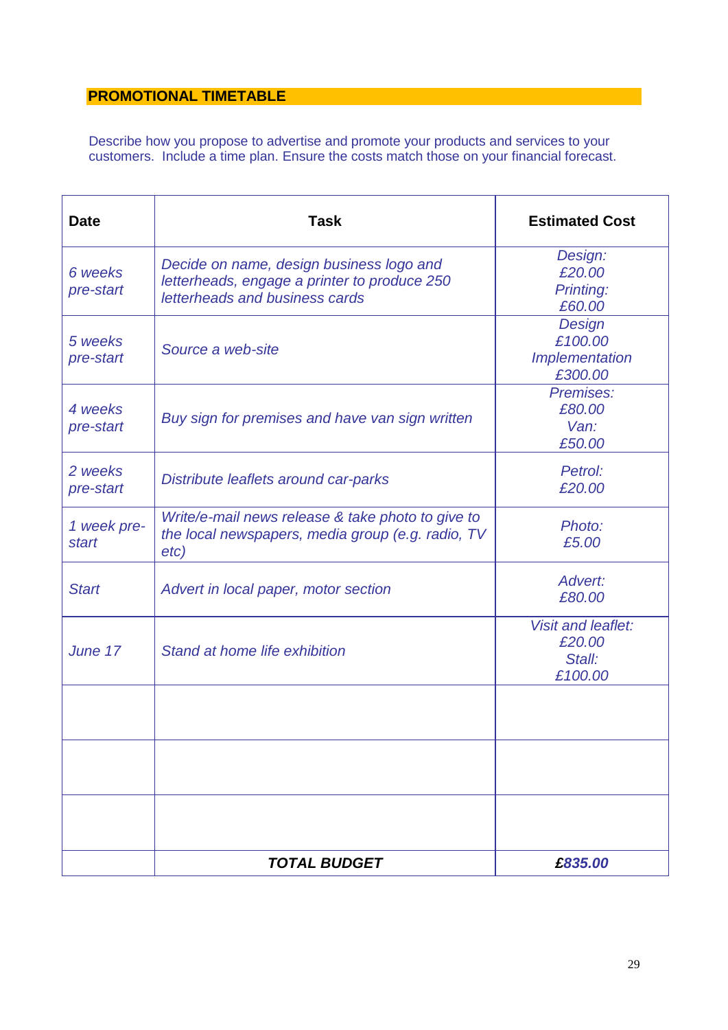## PROMOTIONAL TIMETABLE

Describe how you propose to advertise and promote your products and services to your customers. Include a time plan. Ensure the costs match those on your financial forecast.

| Date | Task | Estimated Cost |
|---|---|---|
| *6 weeks pre-start* | *Decide on name, design business logo and letterheads, engage a printer to produce 250 letterheads and business cards* | *Design: £20.00 Printing: £60.00* |
| *5 weeks pre-start* | *Source a web-site* | *Design £100.00 Implementation £300.00* |
| *4 weeks pre-start* | *Buy sign for premises and have van sign written* | *Premises: £80.00 Van: £50.00* |
| *2 weeks pre-start* | *Distribute leaflets around car-parks* | *Petrol: £20.00* |
| *1 week pre-start* | *Write/e-mail news release & take photo to give to the local newspapers, media group (e.g. radio, TV etc)* | *Photo: £5.00* |
| *Start* | *Advert in local paper, motor section* | *Advert: £80.00* |
| *June 17* | *Stand at home life exhibition* | *Visit and leaflet: £20.00 Stall: £100.00* |
| | | |
| | | |
| | | |
| | ***TOTAL BUDGET*** | ***£835.00*** |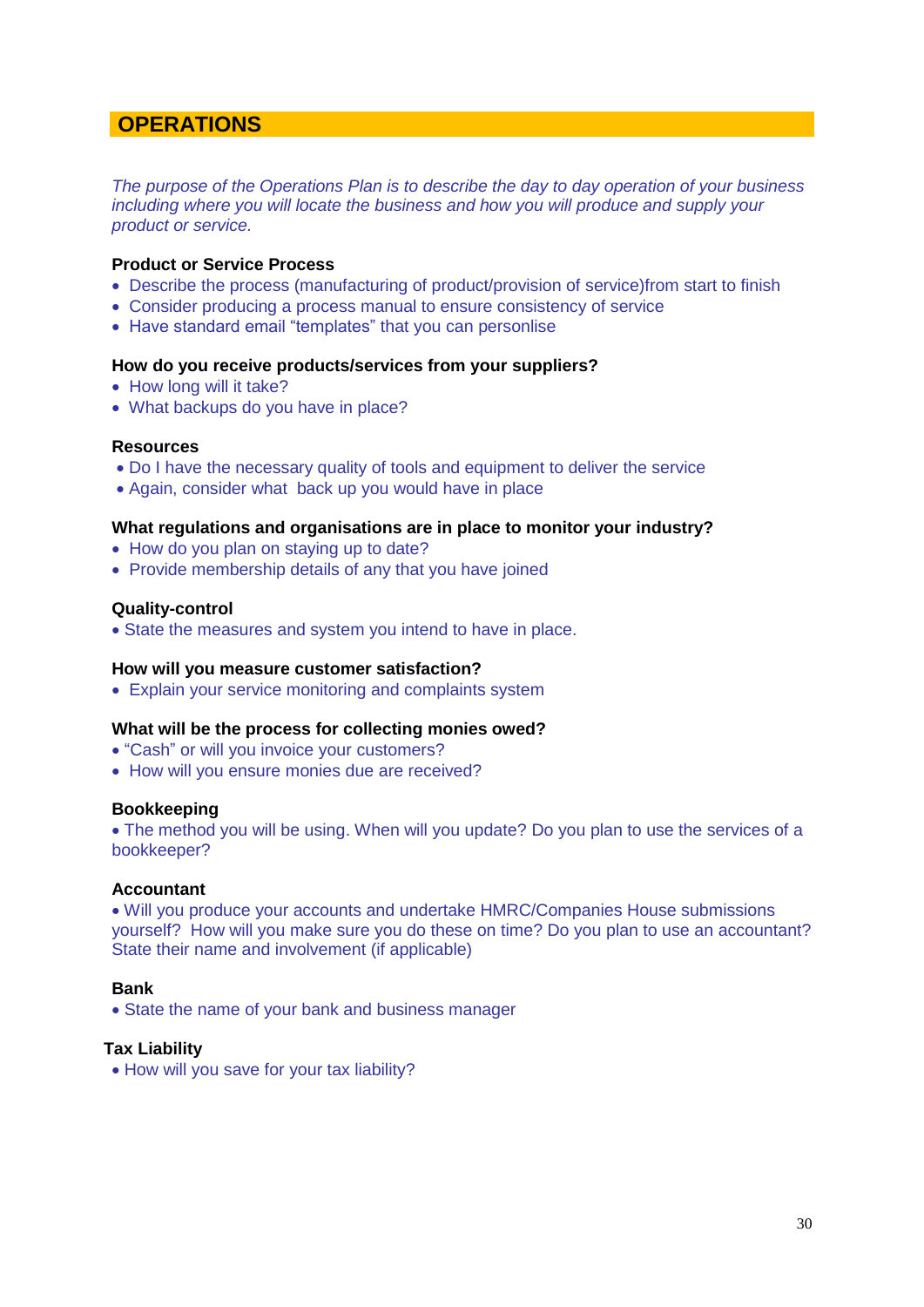## OPERATIONS

*The purpose of the Operations Plan is to describe the day to day operation of your business including where you will locate the business and how you will produce and supply your product or service.*

**Product or Service Process**

- Describe the process (manufacturing of product/provision of service)from start to finish
- Consider producing a process manual to ensure consistency of service
- Have standard email "templates" that you can personlise

**How do you receive products/services from your suppliers?**

- How long will it take?
- What backups do you have in place?

**Resources**

- Do I have the necessary quality of tools and equipment to deliver the service
- Again, consider what back up you would have in place

**What regulations and organisations are in place to monitor your industry?**

- How do you plan on staying up to date?
- Provide membership details of any that you have joined

**Quality-control**

- State the measures and system you intend to have in place.

**How will you measure customer satisfaction?**

- Explain your service monitoring and complaints system

**What will be the process for collecting monies owed?**

- "Cash" or will you invoice your customers?
- How will you ensure monies due are received?

**Bookkeeping**

- The method you will be using. When will you update? Do you plan to use the services of a bookkeeper?

**Accountant**

- Will you produce your accounts and undertake HMRC/Companies House submissions yourself? How will you make sure you do these on time? Do you plan to use an accountant? State their name and involvement (if applicable)

**Bank**

- State the name of your bank and business manager

**Tax Liability**

- How will you save for your tax liability?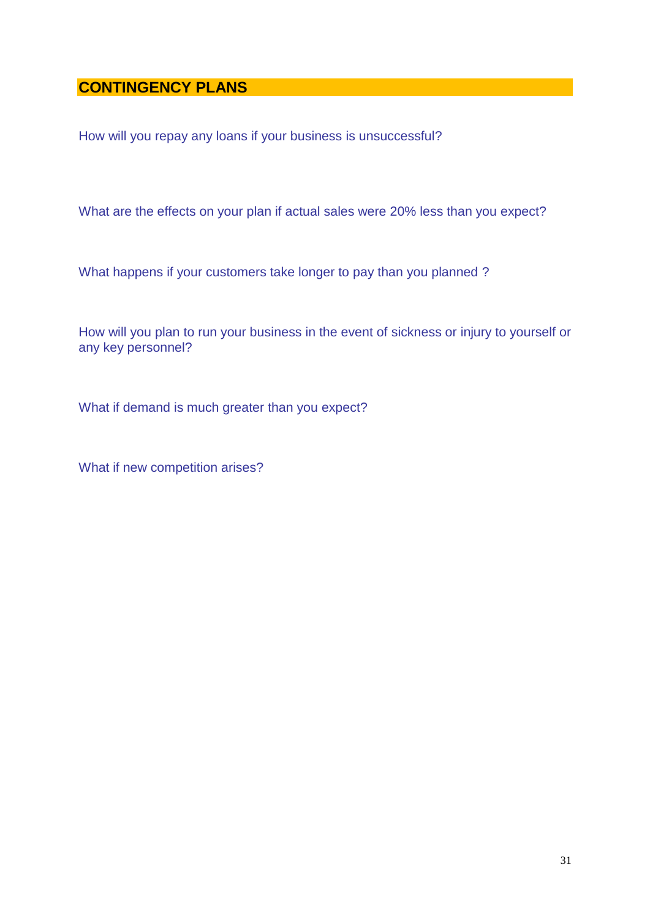## CONTINGENCY PLANS

How will you repay any loans if your business is unsuccessful?

What are the effects on your plan if actual sales were 20% less than you expect?

What happens if your customers take longer to pay than you planned ?

How will you plan to run your business in the event of sickness or injury to yourself or any key personnel?

What if demand is much greater than you expect?

What if new competition arises?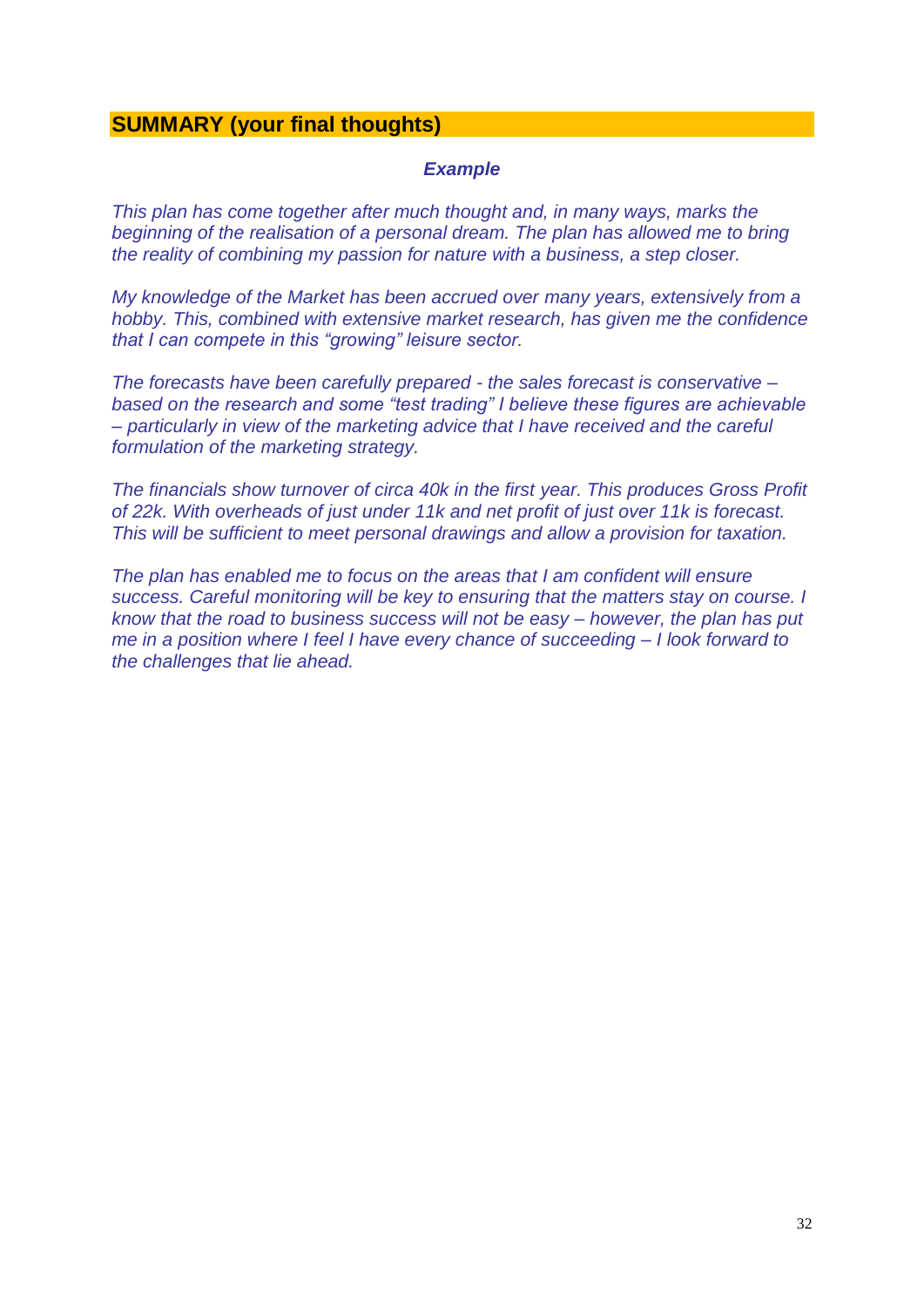## SUMMARY (your final thoughts)

***Example***

*This plan has come together after much thought and, in many ways, marks the beginning of the realisation of a personal dream. The plan has allowed me to bring the reality of combining my passion for nature with a business, a step closer.*

*My knowledge of the Market has been accrued over many years, extensively from a hobby. This, combined with extensive market research, has given me the confidence that I can compete in this "growing" leisure sector.*

*The forecasts have been carefully prepared - the sales forecast is conservative – based on the research and some "test trading" I believe these figures are achievable – particularly in view of the marketing advice that I have received and the careful formulation of the marketing strategy.*

*The financials show turnover of circa 40k in the first year. This produces Gross Profit of 22k. With overheads of just under 11k and net profit of just over 11k is forecast. This will be sufficient to meet personal drawings and allow a provision for taxation.*

*The plan has enabled me to focus on the areas that I am confident will ensure success. Careful monitoring will be key to ensuring that the matters stay on course. I know that the road to business success will not be easy – however, the plan has put me in a position where I feel I have every chance of succeeding – I look forward to the challenges that lie ahead.*